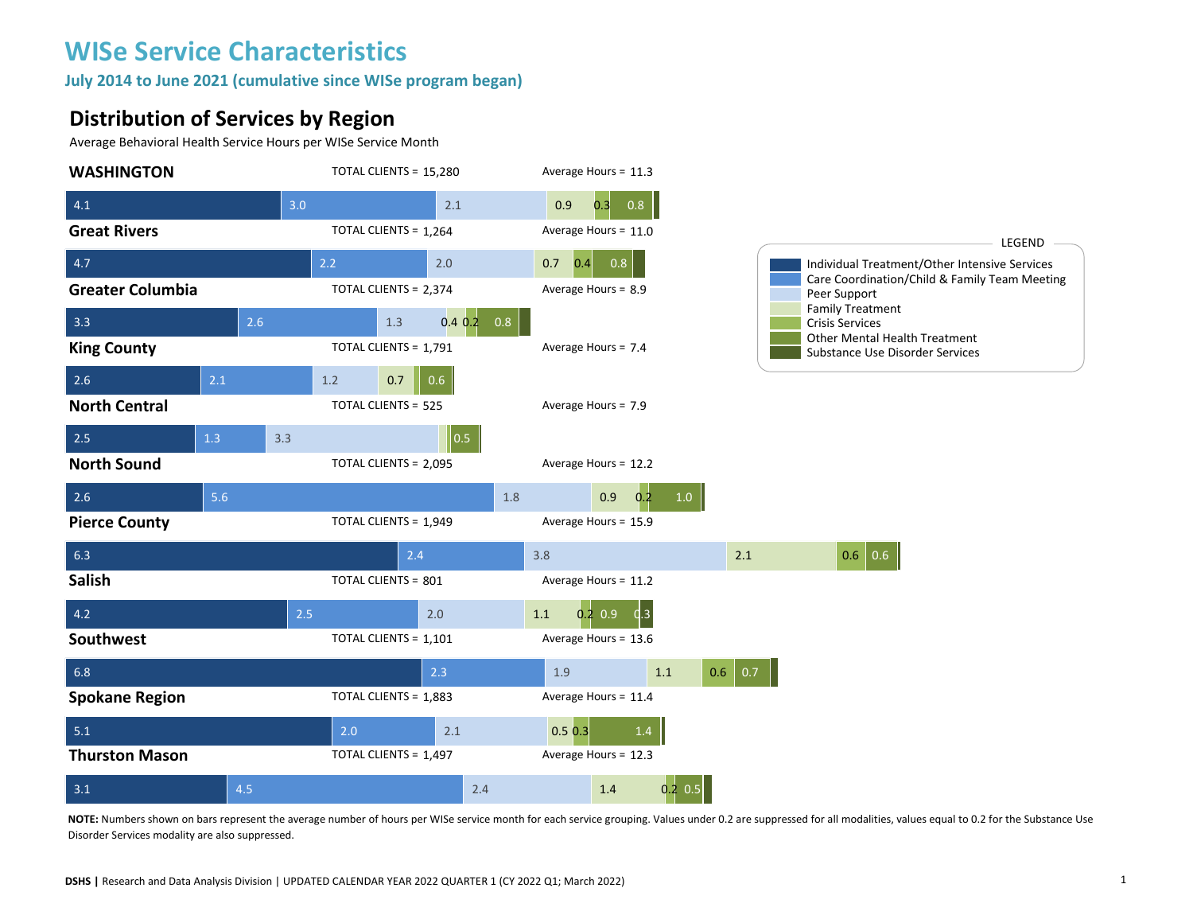# WISe Service Characteristics

**July 2014 to June 2021 (cumulative since WISe program began)**

## Distribution of Services by Region

Average Behavioral Health Service Hours per WISe Service Month

| Region | Total Clients | Average Hours | Individual Treatment/Other Intensive Services | Care Coordination/Child & Family Team Meeting | Peer Support | Family Treatment | Crisis Services | Other Mental Health Treatment | Substance Use Disorder Services |
|---|---|---|---|---|---|---|---|---|---|
| WASHINGTON | 15,280 | 11.3 | 4.1 | 3.0 | 2.1 | 0.9 | 0.3 | 0.8 | |
| Great Rivers | 1,264 | 11.0 | 4.7 | 2.2 | 2.0 | 0.7 | 0.4 | 0.8 | |
| Greater Columbia | 2,374 | 8.9 | 3.3 | 2.6 | 1.3 | 0.4 | 0.2 | 0.8 | |
| King County | 1,791 | 7.4 | 2.6 | 2.1 | 1.2 | 0.7 | | 0.6 | |
| North Central | 525 | 7.9 | 2.5 | 1.3 | 3.3 | | | 0.5 | |
| North Sound | 2,095 | 12.2 | 2.6 | 5.6 | 1.8 | 0.9 | 0.2 | 1.0 | |
| Pierce County | 1,949 | 15.9 | 6.3 | 2.4 | 3.8 | 2.1 | 0.6 | 0.6 | |
| Salish | 801 | 11.2 | 4.2 | 2.5 | 2.0 | 1.1 | 0.2 | 0.9 | 0.3 |
| Southwest | 1,101 | 13.6 | 6.8 | 2.3 | 1.9 | 1.1 | 0.6 | 0.7 | |
| Spokane Region | 1,883 | 11.4 | 5.1 | 2.0 | 2.1 | 0.5 | 0.3 | 1.4 | |
| Thurston Mason | 1,497 | 12.3 | 3.1 | 4.5 | 2.4 | 1.4 | 0.2 | 0.5 | |

**NOTE:** Numbers shown on bars represent the average number of hours per WISe service month for each service grouping. Values under 0.2 are suppressed for all modalities, values equal to 0.2 for the Substance Use Disorder Services modality are also suppressed.

**DSHS** | Research and Data Analysis Division | UPDATED CALENDAR YEAR 2022 QUARTER 1 (CY 2022 Q1; March 2022)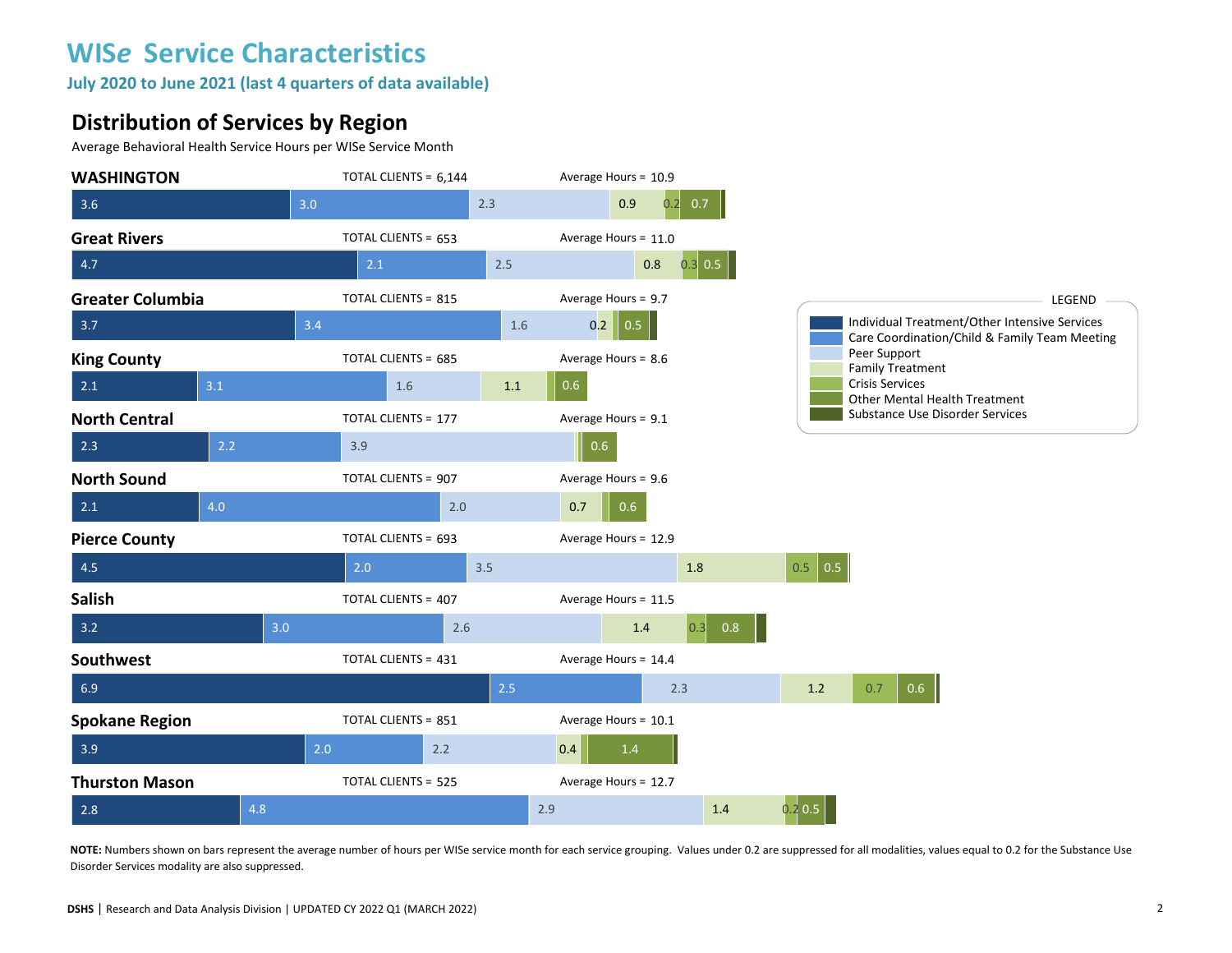# WIS*e* Service Characteristics

**July 2020 to June 2021 (last 4 quarters of data available)**

## Distribution of Services by Region

Average Behavioral Health Service Hours per WISe Service Month

| Region | Total Clients | Average Hours | Individual Treatment/Other Intensive Services | Care Coordination/Child & Family Team Meeting | Peer Support | Family Treatment | Crisis Services | Other Mental Health Treatment | Substance Use Disorder Services |
|---|---|---|---|---|---|---|---|---|---|
| WASHINGTON | 6,144 | 10.9 | 3.6 | 3.0 | 2.3 | 0.9 | 0.2 | 0.7 | |
| Great Rivers | 653 | 11.0 | 4.7 | 2.1 | 2.5 | 0.8 | 0.3 | 0.5 | |
| Greater Columbia | 815 | 9.7 | 3.7 | 3.4 | 1.6 | 0.2 | | 0.5 | |
| King County | 685 | 8.6 | 2.1 | 3.1 | 1.6 | 1.1 | | 0.6 | |
| North Central | 177 | 9.1 | 2.3 | 2.2 | 3.9 | | | 0.6 | |
| North Sound | 907 | 9.6 | 2.1 | 4.0 | 2.0 | 0.7 | | 0.6 | |
| Pierce County | 693 | 12.9 | 4.5 | 2.0 | 3.5 | 1.8 | 0.5 | 0.5 | |
| Salish | 407 | 11.5 | 3.2 | 3.0 | 2.6 | 1.4 | 0.3 | 0.8 | |
| Southwest | 431 | 14.4 | 6.9 | 2.5 | 2.3 | 1.2 | 0.7 | 0.6 | |
| Spokane Region | 851 | 10.1 | 3.9 | 2.0 | 2.2 | 0.4 | | 1.4 | |
| Thurston Mason | 525 | 12.7 | 2.8 | 4.8 | 2.9 | 1.4 | 0.2 | 0.5 | |

**NOTE:** Numbers shown on bars represent the average number of hours per WISe service month for each service grouping. Values under 0.2 are suppressed for all modalities, values equal to 0.2 for the Substance Use Disorder Services modality are also suppressed.

**DSHS** | Research and Data Analysis Division | UPDATED CY 2022 Q1 (MARCH 2022)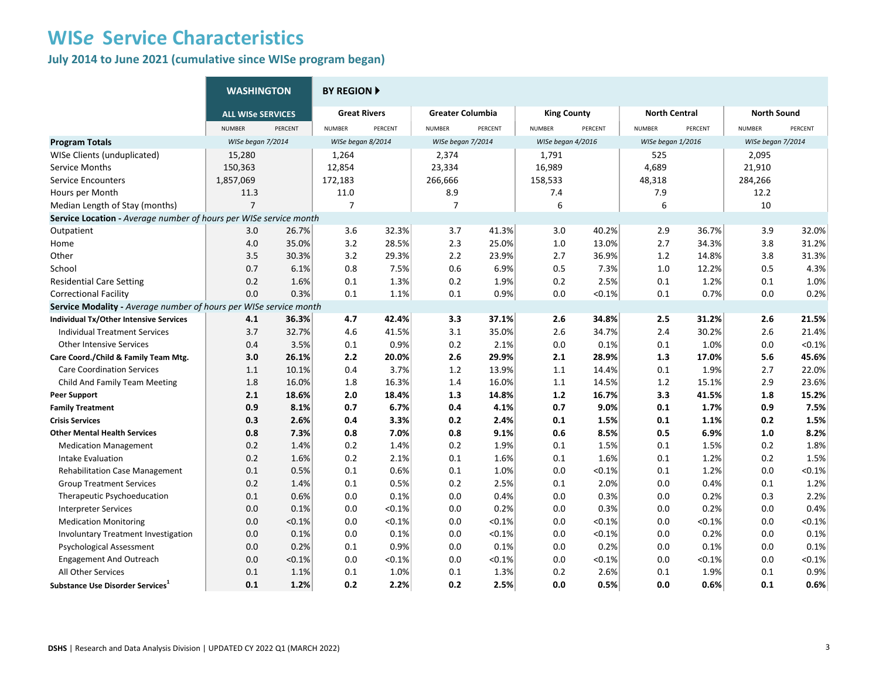# WISe Service Characteristics

## July 2014 to June 2021 (cumulative since WISe program began)

| | WASHINGTON | | BY REGION ▶ | | | | | | | | | |
|---|---|---|---|---|---|---|---|---|---|---|---|---|
| | ALL WISe SERVICES | | Great Rivers | | Greater Columbia | | King County | | North Central | | North Sound | |
| | NUMBER | PERCENT | NUMBER | PERCENT | NUMBER | PERCENT | NUMBER | PERCENT | NUMBER | PERCENT | NUMBER | PERCENT |
| **Program Totals** | *WISe began 7/2014* | | *WISe began 8/2014* | | *WISe began 7/2014* | | *WISe began 4/2016* | | *WISe began 1/2016* | | *WISe began 7/2014* | |
| WISe Clients (unduplicated) | 15,280 | | 1,264 | | 2,374 | | 1,791 | | 525 | | 2,095 | |
| Service Months | 150,363 | | 12,854 | | 23,334 | | 16,989 | | 4,689 | | 21,910 | |
| Service Encounters | 1,857,069 | | 172,183 | | 266,666 | | 158,533 | | 48,318 | | 284,266 | |
| Hours per Month | 11.3 | | 11.0 | | 8.9 | | 7.4 | | 7.9 | | 12.2 | |
| Median Length of Stay (months) | 7 | | 7 | | 7 | | 6 | | 6 | | 10 | |
| **Service Location -** *Average number of hours per WISe service month* | | | | | | | | | | | | |
| Outpatient | 3.0 | 26.7% | 3.6 | 32.3% | 3.7 | 41.3% | 3.0 | 40.2% | 2.9 | 36.7% | 3.9 | 32.0% |
| Home | 4.0 | 35.0% | 3.2 | 28.5% | 2.3 | 25.0% | 1.0 | 13.0% | 2.7 | 34.3% | 3.8 | 31.2% |
| Other | 3.5 | 30.3% | 3.2 | 29.3% | 2.2 | 23.9% | 2.7 | 36.9% | 1.2 | 14.8% | 3.8 | 31.3% |
| School | 0.7 | 6.1% | 0.8 | 7.5% | 0.6 | 6.9% | 0.5 | 7.3% | 1.0 | 12.2% | 0.5 | 4.3% |
| Residential Care Setting | 0.2 | 1.6% | 0.1 | 1.3% | 0.2 | 1.9% | 0.2 | 2.5% | 0.1 | 1.2% | 0.1 | 1.0% |
| Correctional Facility | 0.0 | 0.3% | 0.1 | 1.1% | 0.1 | 0.9% | 0.0 | <0.1% | 0.1 | 0.7% | 0.0 | 0.2% |
| **Service Modality -** *Average number of hours per WISe service month* | | | | | | | | | | | | |
| **Individual Tx/Other Intensive Services** | **4.1** | **36.3%** | **4.7** | **42.4%** | **3.3** | **37.1%** | **2.6** | **34.8%** | **2.5** | **31.2%** | **2.6** | **21.5%** |
| Individual Treatment Services | 3.7 | 32.7% | 4.6 | 41.5% | 3.1 | 35.0% | 2.6 | 34.7% | 2.4 | 30.2% | 2.6 | 21.4% |
| Other Intensive Services | 0.4 | 3.5% | 0.1 | 0.9% | 0.2 | 2.1% | 0.0 | 0.1% | 0.1 | 1.0% | 0.0 | <0.1% |
| **Care Coord./Child & Family Team Mtg.** | **3.0** | **26.1%** | **2.2** | **20.0%** | **2.6** | **29.9%** | **2.1** | **28.9%** | **1.3** | **17.0%** | **5.6** | **45.6%** |
| Care Coordination Services | 1.1 | 10.1% | 0.4 | 3.7% | 1.2 | 13.9% | 1.1 | 14.4% | 0.1 | 1.9% | 2.7 | 22.0% |
| Child And Family Team Meeting | 1.8 | 16.0% | 1.8 | 16.3% | 1.4 | 16.0% | 1.1 | 14.5% | 1.2 | 15.1% | 2.9 | 23.6% |
| **Peer Support** | **2.1** | **18.6%** | **2.0** | **18.4%** | **1.3** | **14.8%** | **1.2** | **16.7%** | **3.3** | **41.5%** | **1.8** | **15.2%** |
| **Family Treatment** | **0.9** | **8.1%** | **0.7** | **6.7%** | **0.4** | **4.1%** | **0.7** | **9.0%** | **0.1** | **1.7%** | **0.9** | **7.5%** |
| **Crisis Services** | **0.3** | **2.6%** | **0.4** | **3.3%** | **0.2** | **2.4%** | **0.1** | **1.5%** | **0.1** | **1.1%** | **0.2** | **1.5%** |
| **Other Mental Health Services** | **0.8** | **7.3%** | **0.8** | **7.0%** | **0.8** | **9.1%** | **0.6** | **8.5%** | **0.5** | **6.9%** | **1.0** | **8.2%** |
| Medication Management | 0.2 | 1.4% | 0.2 | 1.4% | 0.2 | 1.9% | 0.1 | 1.5% | 0.1 | 1.5% | 0.2 | 1.8% |
| Intake Evaluation | 0.2 | 1.6% | 0.2 | 2.1% | 0.1 | 1.6% | 0.1 | 1.6% | 0.1 | 1.2% | 0.2 | 1.5% |
| Rehabilitation Case Management | 0.1 | 0.5% | 0.1 | 0.6% | 0.1 | 1.0% | 0.0 | <0.1% | 0.1 | 1.2% | 0.0 | <0.1% |
| Group Treatment Services | 0.2 | 1.4% | 0.1 | 0.5% | 0.2 | 2.5% | 0.1 | 2.0% | 0.0 | 0.4% | 0.1 | 1.2% |
| Therapeutic Psychoeducation | 0.1 | 0.6% | 0.0 | 0.1% | 0.0 | 0.4% | 0.0 | 0.3% | 0.0 | 0.2% | 0.3 | 2.2% |
| Interpreter Services | 0.0 | 0.1% | 0.0 | <0.1% | 0.0 | 0.2% | 0.0 | 0.3% | 0.0 | 0.2% | 0.0 | 0.4% |
| Medication Monitoring | 0.0 | <0.1% | 0.0 | <0.1% | 0.0 | <0.1% | 0.0 | <0.1% | 0.0 | <0.1% | 0.0 | <0.1% |
| Involuntary Treatment Investigation | 0.0 | 0.1% | 0.0 | 0.1% | 0.0 | <0.1% | 0.0 | <0.1% | 0.0 | 0.2% | 0.0 | 0.1% |
| Psychological Assessment | 0.0 | 0.2% | 0.1 | 0.9% | 0.0 | 0.1% | 0.0 | 0.2% | 0.0 | 0.1% | 0.0 | 0.1% |
| Engagement And Outreach | 0.0 | <0.1% | 0.0 | <0.1% | 0.0 | <0.1% | 0.0 | <0.1% | 0.0 | <0.1% | 0.0 | <0.1% |
| All Other Services | 0.1 | 1.1% | 0.1 | 1.0% | 0.1 | 1.3% | 0.2 | 2.6% | 0.1 | 1.9% | 0.1 | 0.9% |
| **Substance Use Disorder Services[1]** | **0.1** | **1.2%** | **0.2** | **2.2%** | **0.2** | **2.5%** | **0.0** | **0.5%** | **0.0** | **0.6%** | **0.1** | **0.6%** |

**DSHS** | Research and Data Analysis Division | UPDATED CY 2022 Q1 (MARCH 2022)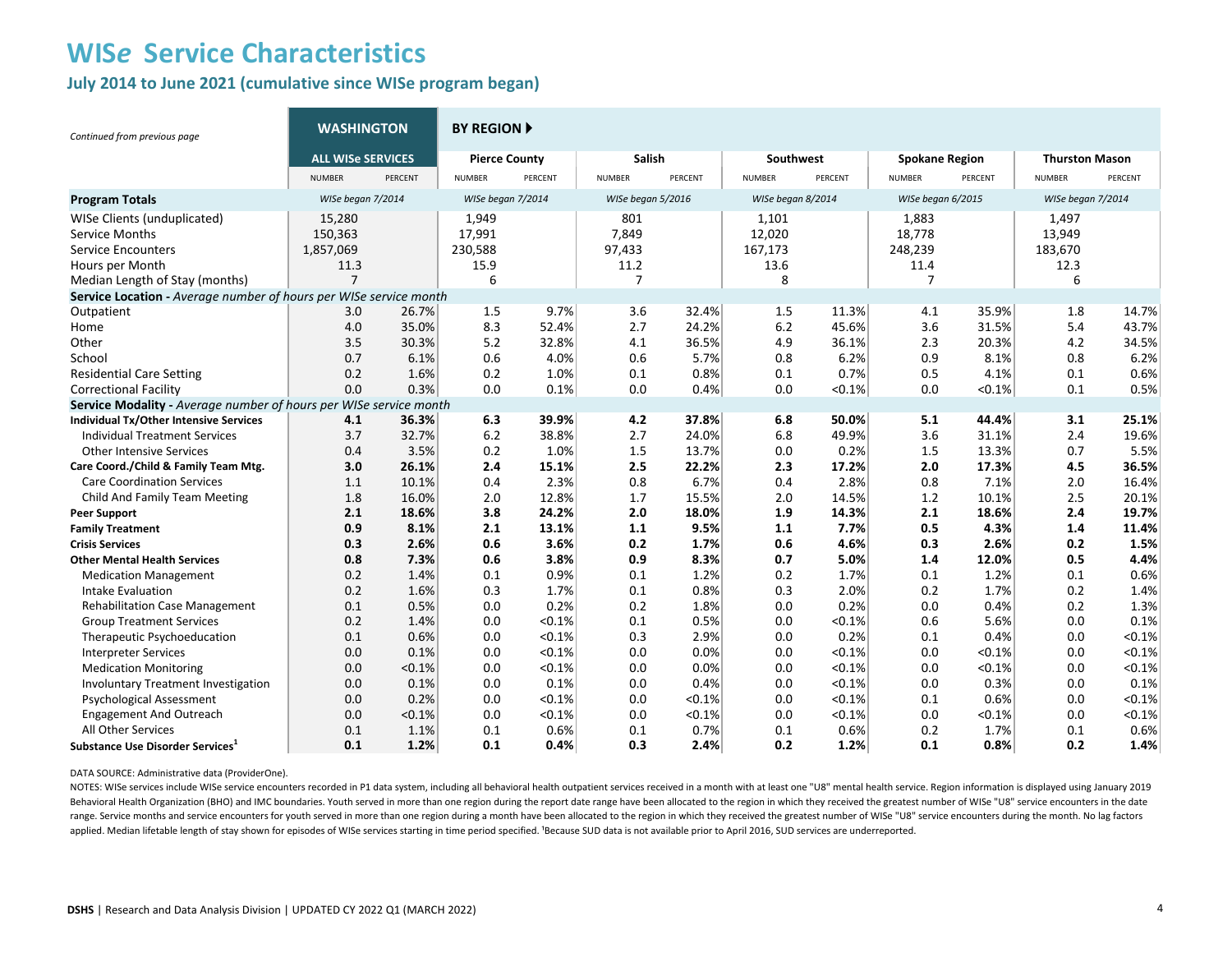# WISe Service Characteristics

## July 2014 to June 2021 (cumulative since WISe program began)

*Continued from previous page*

| | WASHINGTON | | BY REGION ▶ | | | | | | | | | |
|---|---|---|---|---|---|---|---|---|---|---|---|---|
| | ALL WISe SERVICES | | Pierce County | | Salish | | Southwest | | Spokane Region | | Thurston Mason | |
| | NUMBER | PERCENT | NUMBER | PERCENT | NUMBER | PERCENT | NUMBER | PERCENT | NUMBER | PERCENT | NUMBER | PERCENT |
| **Program Totals** | *WISe began 7/2014* | | *WISe began 7/2014* | | *WISe began 5/2016* | | *WISe began 8/2014* | | *WISe began 6/2015* | | *WISe began 7/2014* | |
| WISe Clients (unduplicated) | 15,280 | | 1,949 | | 801 | | 1,101 | | 1,883 | | 1,497 | |
| Service Months | 150,363 | | 17,991 | | 7,849 | | 12,020 | | 18,778 | | 13,949 | |
| Service Encounters | 1,857,069 | | 230,588 | | 97,433 | | 167,173 | | 248,239 | | 183,670 | |
| Hours per Month | 11.3 | | 15.9 | | 11.2 | | 13.6 | | 11.4 | | 12.3 | |
| Median Length of Stay (months) | 7 | | 6 | | 7 | | 8 | | 7 | | 6 | |
| **Service Location -** *Average number of hours per WISe service month* | | | | | | | | | | | | |
| Outpatient | 3.0 | 26.7% | 1.5 | 9.7% | 3.6 | 32.4% | 1.5 | 11.3% | 4.1 | 35.9% | 1.8 | 14.7% |
| Home | 4.0 | 35.0% | 8.3 | 52.4% | 2.7 | 24.2% | 6.2 | 45.6% | 3.6 | 31.5% | 5.4 | 43.7% |
| Other | 3.5 | 30.3% | 5.2 | 32.8% | 4.1 | 36.5% | 4.9 | 36.1% | 2.3 | 20.3% | 4.2 | 34.5% |
| School | 0.7 | 6.1% | 0.6 | 4.0% | 0.6 | 5.7% | 0.8 | 6.2% | 0.9 | 8.1% | 0.8 | 6.2% |
| Residential Care Setting | 0.2 | 1.6% | 0.2 | 1.0% | 0.1 | 0.8% | 0.1 | 0.7% | 0.5 | 4.1% | 0.1 | 0.6% |
| Correctional Facility | 0.0 | 0.3% | 0.0 | 0.1% | 0.0 | 0.4% | 0.0 | <0.1% | 0.0 | <0.1% | 0.1 | 0.5% |
| **Service Modality -** *Average number of hours per WISe service month* | | | | | | | | | | | | |
| **Individual Tx/Other Intensive Services** | **4.1** | **36.3%** | **6.3** | **39.9%** | **4.2** | **37.8%** | **6.8** | **50.0%** | **5.1** | **44.4%** | **3.1** | **25.1%** |
| Individual Treatment Services | 3.7 | 32.7% | 6.2 | 38.8% | 2.7 | 24.0% | 6.8 | 49.9% | 3.6 | 31.1% | 2.4 | 19.6% |
| Other Intensive Services | 0.4 | 3.5% | 0.2 | 1.0% | 1.5 | 13.7% | 0.0 | 0.2% | 1.5 | 13.3% | 0.7 | 5.5% |
| **Care Coord./Child & Family Team Mtg.** | **3.0** | **26.1%** | **2.4** | **15.1%** | **2.5** | **22.2%** | **2.3** | **17.2%** | **2.0** | **17.3%** | **4.5** | **36.5%** |
| Care Coordination Services | 1.1 | 10.1% | 0.4 | 2.3% | 0.8 | 6.7% | 0.4 | 2.8% | 0.8 | 7.1% | 2.0 | 16.4% |
| Child And Family Team Meeting | 1.8 | 16.0% | 2.0 | 12.8% | 1.7 | 15.5% | 2.0 | 14.5% | 1.2 | 10.1% | 2.5 | 20.1% |
| **Peer Support** | **2.1** | **18.6%** | **3.8** | **24.2%** | **2.0** | **18.0%** | **1.9** | **14.3%** | **2.1** | **18.6%** | **2.4** | **19.7%** |
| **Family Treatment** | **0.9** | **8.1%** | **2.1** | **13.1%** | **1.1** | **9.5%** | **1.1** | **7.7%** | **0.5** | **4.3%** | **1.4** | **11.4%** |
| **Crisis Services** | **0.3** | **2.6%** | **0.6** | **3.6%** | **0.2** | **1.7%** | **0.6** | **4.6%** | **0.3** | **2.6%** | **0.2** | **1.5%** |
| **Other Mental Health Services** | **0.8** | **7.3%** | **0.6** | **3.8%** | **0.9** | **8.3%** | **0.7** | **5.0%** | **1.4** | **12.0%** | **0.5** | **4.4%** |
| Medication Management | 0.2 | 1.4% | 0.1 | 0.9% | 0.1 | 1.2% | 0.2 | 1.7% | 0.1 | 1.2% | 0.1 | 0.6% |
| Intake Evaluation | 0.2 | 1.6% | 0.3 | 1.7% | 0.1 | 0.8% | 0.3 | 2.0% | 0.2 | 1.7% | 0.2 | 1.4% |
| Rehabilitation Case Management | 0.1 | 0.5% | 0.0 | 0.2% | 0.2 | 1.8% | 0.0 | 0.2% | 0.0 | 0.4% | 0.2 | 1.3% |
| Group Treatment Services | 0.2 | 1.4% | 0.0 | <0.1% | 0.1 | 0.5% | 0.0 | <0.1% | 0.6 | 5.6% | 0.0 | 0.1% |
| Therapeutic Psychoeducation | 0.1 | 0.6% | 0.0 | <0.1% | 0.3 | 2.9% | 0.0 | 0.2% | 0.1 | 0.4% | 0.0 | <0.1% |
| Interpreter Services | 0.0 | 0.1% | 0.0 | <0.1% | 0.0 | 0.0% | 0.0 | <0.1% | 0.0 | <0.1% | 0.0 | <0.1% |
| Medication Monitoring | 0.0 | <0.1% | 0.0 | <0.1% | 0.0 | 0.0% | 0.0 | <0.1% | 0.0 | <0.1% | 0.0 | <0.1% |
| Involuntary Treatment Investigation | 0.0 | 0.1% | 0.0 | 0.1% | 0.0 | 0.4% | 0.0 | <0.1% | 0.0 | 0.3% | 0.0 | 0.1% |
| Psychological Assessment | 0.0 | 0.2% | 0.0 | <0.1% | 0.0 | <0.1% | 0.0 | <0.1% | 0.1 | 0.6% | 0.0 | <0.1% |
| Engagement And Outreach | 0.0 | <0.1% | 0.0 | <0.1% | 0.0 | <0.1% | 0.0 | <0.1% | 0.0 | <0.1% | 0.0 | <0.1% |
| All Other Services | 0.1 | 1.1% | 0.1 | 0.6% | 0.1 | 0.7% | 0.1 | 0.6% | 0.2 | 1.7% | 0.1 | 0.6% |
| **Substance Use Disorder Services[1]** | **0.1** | **1.2%** | **0.1** | **0.4%** | **0.3** | **2.4%** | **0.2** | **1.2%** | **0.1** | **0.8%** | **0.2** | **1.4%** |

DATA SOURCE: Administrative data (ProviderOne).

NOTES: WISe services include WISe service encounters recorded in P1 data system, including all behavioral health outpatient services received in a month with at least one "U8" mental health service. Region information is displayed using January 2019 Behavioral Health Organization (BHO) and IMC boundaries. Youth served in more than one region during the report date range have been allocated to the region in which they received the greatest number of WISe "U8" service encounters in the date range. Service months and service encounters for youth served in more than one region during a month have been allocated to the region in which they received the greatest number of WISe "U8" service encounters during the month. No lag factors applied. Median lifetable length of stay shown for episodes of WISe services starting in time period specified. [1]Because SUD data is not available prior to April 2016, SUD services are underreported.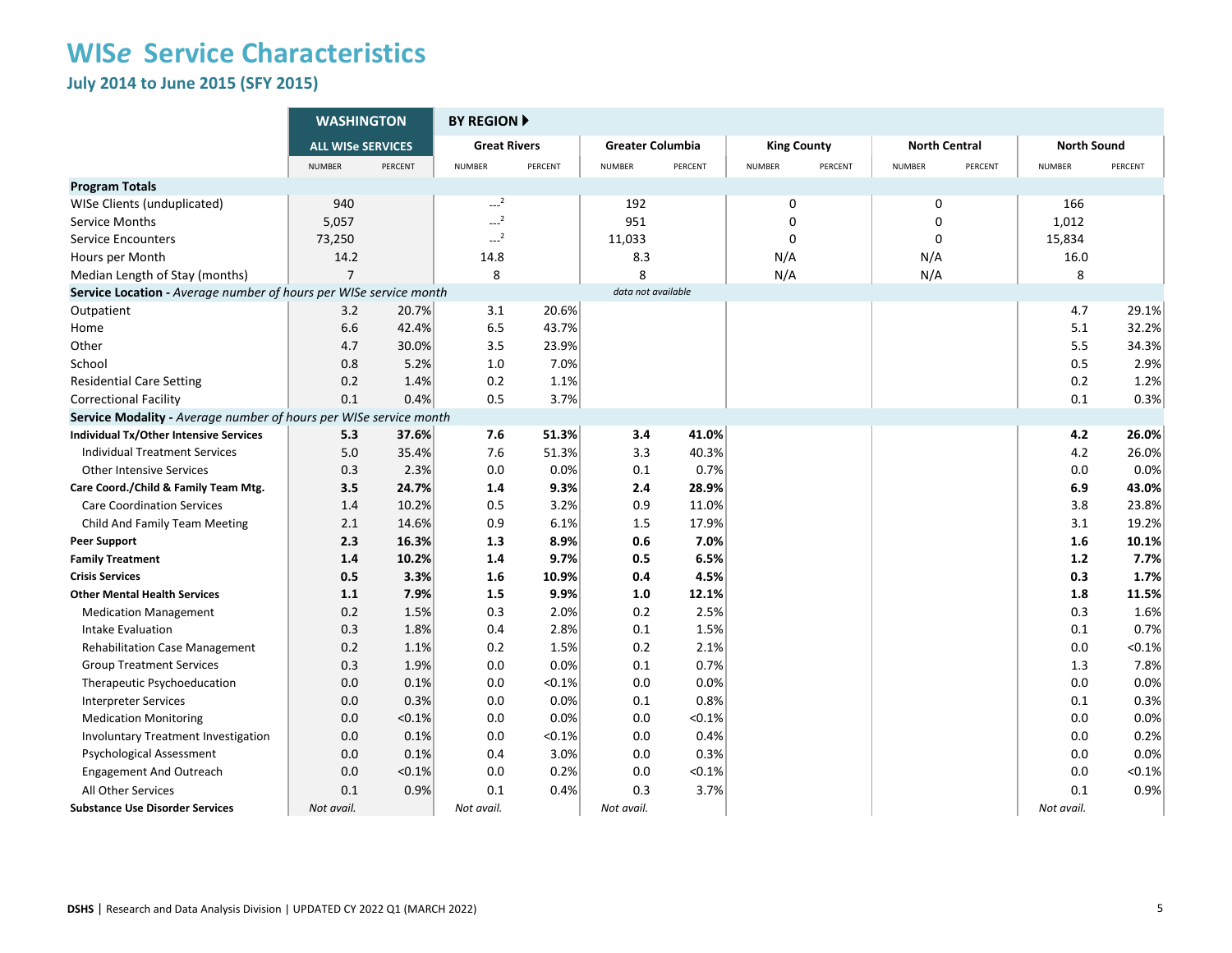# WISe Service Characteristics

## July 2014 to June 2015 (SFY 2015)

| | WASHINGTON | | BY REGION | | | | | | | | | |
|---|---|---|---|---|---|---|---|---|---|---|---|---|
| | ALL WISe SERVICES | | Great Rivers | | Greater Columbia | | King County | | North Central | | North Sound | |
| | NUMBER | PERCENT | NUMBER | PERCENT | NUMBER | PERCENT | NUMBER | PERCENT | NUMBER | PERCENT | NUMBER | PERCENT |
| **Program Totals** | | | | | | | | | | | | |
| WISe Clients (unduplicated) | 940 | | ---[2] | | 192 | | 0 | | 0 | | 166 | |
| Service Months | 5,057 | | ---[2] | | 951 | | 0 | | 0 | | 1,012 | |
| Service Encounters | 73,250 | | ---[2] | | 11,033 | | 0 | | 0 | | 15,834 | |
| Hours per Month | 14.2 | | 14.8 | | 8.3 | | N/A | | N/A | | 16.0 | |
| Median Length of Stay (months) | 7 | | 8 | | 8 | | N/A | | N/A | | 8 | |
| **Service Location** - *Average number of hours per WISe service month* | | | | | *data not available* | | | | | | | |
| Outpatient | 3.2 | 20.7% | 3.1 | 20.6% | | | | | | | 4.7 | 29.1% |
| Home | 6.6 | 42.4% | 6.5 | 43.7% | | | | | | | 5.1 | 32.2% |
| Other | 4.7 | 30.0% | 3.5 | 23.9% | | | | | | | 5.5 | 34.3% |
| School | 0.8 | 5.2% | 1.0 | 7.0% | | | | | | | 0.5 | 2.9% |
| Residential Care Setting | 0.2 | 1.4% | 0.2 | 1.1% | | | | | | | 0.2 | 1.2% |
| Correctional Facility | 0.1 | 0.4% | 0.5 | 3.7% | | | | | | | 0.1 | 0.3% |
| **Service Modality** - *Average number of hours per WISe service month* | | | | | | | | | | | | |
| **Individual Tx/Other Intensive Services** | **5.3** | **37.6%** | **7.6** | **51.3%** | **3.4** | **41.0%** | | | | | **4.2** | **26.0%** |
| Individual Treatment Services | 5.0 | 35.4% | 7.6 | 51.3% | 3.3 | 40.3% | | | | | 4.2 | 26.0% |
| Other Intensive Services | 0.3 | 2.3% | 0.0 | 0.0% | 0.1 | 0.7% | | | | | 0.0 | 0.0% |
| **Care Coord./Child & Family Team Mtg.** | **3.5** | **24.7%** | **1.4** | **9.3%** | **2.4** | **28.9%** | | | | | **6.9** | **43.0%** |
| Care Coordination Services | 1.4 | 10.2% | 0.5 | 3.2% | 0.9 | 11.0% | | | | | 3.8 | 23.8% |
| Child And Family Team Meeting | 2.1 | 14.6% | 0.9 | 6.1% | 1.5 | 17.9% | | | | | 3.1 | 19.2% |
| **Peer Support** | **2.3** | **16.3%** | **1.3** | **8.9%** | **0.6** | **7.0%** | | | | | **1.6** | **10.1%** |
| **Family Treatment** | **1.4** | **10.2%** | **1.4** | **9.7%** | **0.5** | **6.5%** | | | | | **1.2** | **7.7%** |
| **Crisis Services** | **0.5** | **3.3%** | **1.6** | **10.9%** | **0.4** | **4.5%** | | | | | **0.3** | **1.7%** |
| **Other Mental Health Services** | **1.1** | **7.9%** | **1.5** | **9.9%** | **1.0** | **12.1%** | | | | | **1.8** | **11.5%** |
| Medication Management | 0.2 | 1.5% | 0.3 | 2.0% | 0.2 | 2.5% | | | | | 0.3 | 1.6% |
| Intake Evaluation | 0.3 | 1.8% | 0.4 | 2.8% | 0.1 | 1.5% | | | | | 0.1 | 0.7% |
| Rehabilitation Case Management | 0.2 | 1.1% | 0.2 | 1.5% | 0.2 | 2.1% | | | | | 0.0 | <0.1% |
| Group Treatment Services | 0.3 | 1.9% | 0.0 | 0.0% | 0.1 | 0.7% | | | | | 1.3 | 7.8% |
| Therapeutic Psychoeducation | 0.0 | 0.1% | 0.0 | <0.1% | 0.0 | 0.0% | | | | | 0.0 | 0.0% |
| Interpreter Services | 0.0 | 0.3% | 0.0 | 0.0% | 0.1 | 0.8% | | | | | 0.1 | 0.3% |
| Medication Monitoring | 0.0 | <0.1% | 0.0 | 0.0% | 0.0 | <0.1% | | | | | 0.0 | 0.0% |
| Involuntary Treatment Investigation | 0.0 | 0.1% | 0.0 | <0.1% | 0.0 | 0.4% | | | | | 0.0 | 0.2% |
| Psychological Assessment | 0.0 | 0.1% | 0.4 | 3.0% | 0.0 | 0.3% | | | | | 0.0 | 0.0% |
| Engagement And Outreach | 0.0 | <0.1% | 0.0 | 0.2% | 0.0 | <0.1% | | | | | 0.0 | <0.1% |
| All Other Services | 0.1 | 0.9% | 0.1 | 0.4% | 0.3 | 3.7% | | | | | 0.1 | 0.9% |
| **Substance Use Disorder Services** | *Not avail.* | | *Not avail.* | | *Not avail.* | | | | | | *Not avail.* | |

DSHS | Research and Data Analysis Division | UPDATED CY 2022 Q1 (MARCH 2022)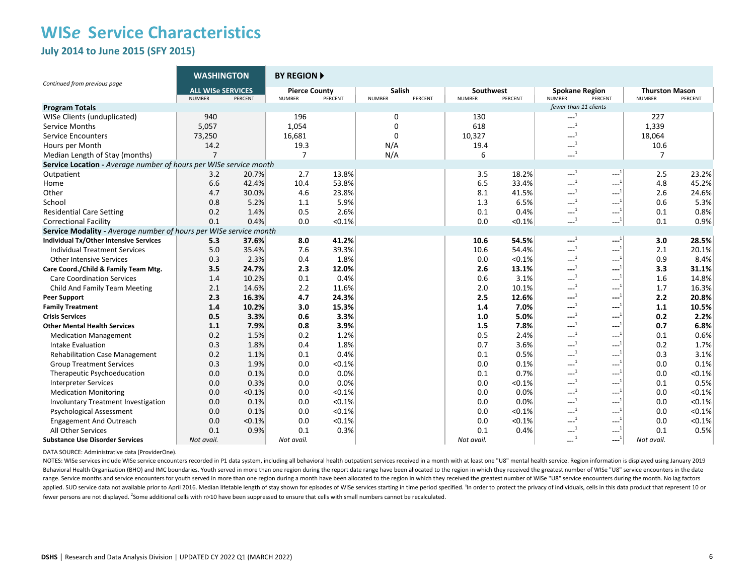# WISe Service Characteristics

## July 2014 to June 2015 (SFY 2015)

*Continued from previous page*

| | WASHINGTON | | BY REGION ▶ | | | | | | | | | |
|---|---|---|---|---|---|---|---|---|---|---|---|---|
| | ALL WISe SERVICES | | Pierce County | | Salish | | Southwest | | Spokane Region | | Thurston Mason | |
| | NUMBER | PERCENT | NUMBER | PERCENT | NUMBER | PERCENT | NUMBER | PERCENT | NUMBER | PERCENT | NUMBER | PERCENT |
| **Program Totals** | | | | | | | | | *fewer than 11 clients* | | | |
| WISe Clients (unduplicated) | 940 | | 196 | | 0 | | 130 | | ---[1] | | 227 | |
| Service Months | 5,057 | | 1,054 | | 0 | | 618 | | ---[1] | | 1,339 | |
| Service Encounters | 73,250 | | 16,681 | | 0 | | 10,327 | | ---[1] | | 18,064 | |
| Hours per Month | 14.2 | | 19.3 | | N/A | | 19.4 | | ---[1] | | 10.6 | |
| Median Length of Stay (months) | 7 | | 7 | | N/A | | 6 | | ---[1] | | 7 | |
| **Service Location -** *Average number of hours per WISe service month* | | | | | | | | | | | | |
| Outpatient | 3.2 | 20.7% | 2.7 | 13.8% | | | 3.5 | 18.2% | ---[1] | ---[1] | 2.5 | 23.2% |
| Home | 6.6 | 42.4% | 10.4 | 53.8% | | | 6.5 | 33.4% | ---[1] | ---[1] | 4.8 | 45.2% |
| Other | 4.7 | 30.0% | 4.6 | 23.8% | | | 8.1 | 41.5% | ---[1] | ---[1] | 2.6 | 24.6% |
| School | 0.8 | 5.2% | 1.1 | 5.9% | | | 1.3 | 6.5% | ---[1] | ---[1] | 0.6 | 5.3% |
| Residential Care Setting | 0.2 | 1.4% | 0.5 | 2.6% | | | 0.1 | 0.4% | ---[1] | ---[1] | 0.1 | 0.8% |
| Correctional Facility | 0.1 | 0.4% | 0.0 | <0.1% | | | 0.0 | <0.1% | ---[1] | ---[1] | 0.1 | 0.9% |
| **Service Modality -** *Average number of hours per WISe service month* | | | | | | | | | | | | |
| **Individual Tx/Other Intensive Services** | **5.3** | **37.6%** | **8.0** | **41.2%** | | | **10.6** | **54.5%** | **---[1]** | **---[1]** | **3.0** | **28.5%** |
| Individual Treatment Services | 5.0 | 35.4% | 7.6 | 39.3% | | | 10.6 | 54.4% | ---[1] | ---[1] | 2.1 | 20.1% |
| Other Intensive Services | 0.3 | 2.3% | 0.4 | 1.8% | | | 0.0 | <0.1% | ---[1] | ---[1] | 0.9 | 8.4% |
| **Care Coord./Child & Family Team Mtg.** | **3.5** | **24.7%** | **2.3** | **12.0%** | | | **2.6** | **13.1%** | **---[1]** | **---[1]** | **3.3** | **31.1%** |
| Care Coordination Services | 1.4 | 10.2% | 0.1 | 0.4% | | | 0.6 | 3.1% | ---[1] | ---[1] | 1.6 | 14.8% |
| Child And Family Team Meeting | 2.1 | 14.6% | 2.2 | 11.6% | | | 2.0 | 10.1% | ---[1] | ---[1] | 1.7 | 16.3% |
| **Peer Support** | **2.3** | **16.3%** | **4.7** | **24.3%** | | | **2.5** | **12.6%** | **---[1]** | **---[1]** | **2.2** | **20.8%** |
| **Family Treatment** | **1.4** | **10.2%** | **3.0** | **15.3%** | | | **1.4** | **7.0%** | **---[1]** | **---[1]** | **1.1** | **10.5%** |
| **Crisis Services** | **0.5** | **3.3%** | **0.6** | **3.3%** | | | **1.0** | **5.0%** | **---[1]** | **---[1]** | **0.2** | **2.2%** |
| **Other Mental Health Services** | **1.1** | **7.9%** | **0.8** | **3.9%** | | | **1.5** | **7.8%** | **---[1]** | **---[1]** | **0.7** | **6.8%** |
| Medication Management | 0.2 | 1.5% | 0.2 | 1.2% | | | 0.5 | 2.4% | ---[1] | ---[1] | 0.1 | 0.6% |
| Intake Evaluation | 0.3 | 1.8% | 0.4 | 1.8% | | | 0.7 | 3.6% | ---[1] | ---[1] | 0.2 | 1.7% |
| Rehabilitation Case Management | 0.2 | 1.1% | 0.1 | 0.4% | | | 0.1 | 0.5% | ---[1] | ---[1] | 0.3 | 3.1% |
| Group Treatment Services | 0.3 | 1.9% | 0.0 | <0.1% | | | 0.0 | 0.1% | ---[1] | ---[1] | 0.0 | 0.1% |
| Therapeutic Psychoeducation | 0.0 | 0.1% | 0.0 | 0.0% | | | 0.1 | 0.7% | ---[1] | ---[1] | 0.0 | <0.1% |
| Interpreter Services | 0.0 | 0.3% | 0.0 | 0.0% | | | 0.0 | <0.1% | ---[1] | ---[1] | 0.1 | 0.5% |
| Medication Monitoring | 0.0 | <0.1% | 0.0 | <0.1% | | | 0.0 | 0.0% | ---[1] | ---[1] | 0.0 | <0.1% |
| Involuntary Treatment Investigation | 0.0 | 0.1% | 0.0 | <0.1% | | | 0.0 | 0.0% | ---[1] | ---[1] | 0.0 | <0.1% |
| Psychological Assessment | 0.0 | 0.1% | 0.0 | <0.1% | | | 0.0 | <0.1% | ---[1] | ---[1] | 0.0 | <0.1% |
| Engagement And Outreach | 0.0 | <0.1% | 0.0 | <0.1% | | | 0.0 | <0.1% | ---[1] | ---[1] | 0.0 | <0.1% |
| All Other Services | 0.1 | 0.9% | 0.1 | 0.3% | | | 0.1 | 0.4% | ---[1] | ---[1] | 0.1 | 0.5% |
| **Substance Use Disorder Services** | *Not avail.* | | *Not avail.* | | | | *Not avail.* | | ---[1] | **---[1]** | *Not avail.* | |

DATA SOURCE: Administrative data (ProviderOne).

NOTES: WISe services include WISe service encounters recorded in P1 data system, including all behavioral health outpatient services received in a month with at least one "U8" mental health service. Region information is displayed using January 2019 Behavioral Health Organization (BHO) and IMC boundaries. Youth served in more than one region during the report date range have been allocated to the region in which they received the greatest number of WISe "U8" service encounters in the date range. Service months and service encounters for youth served in more than one region during a month have been allocated to the region in which they received the greatest number of WISe "U8" service encounters during the month. No lag factors applied. SUD service data not available prior to April 2016. Median lifetable length of stay shown for episodes of WISe services starting in time period specified. [1]In order to protect the privacy of individuals, cells in this data product that represent 10 or fewer persons are not displayed. [2]Some additional cells with n>10 have been suppressed to ensure that cells with small numbers cannot be recalculated.

**DSHS** | Research and Data Analysis Division | UPDATED CY 2022 Q1 (MARCH 2022)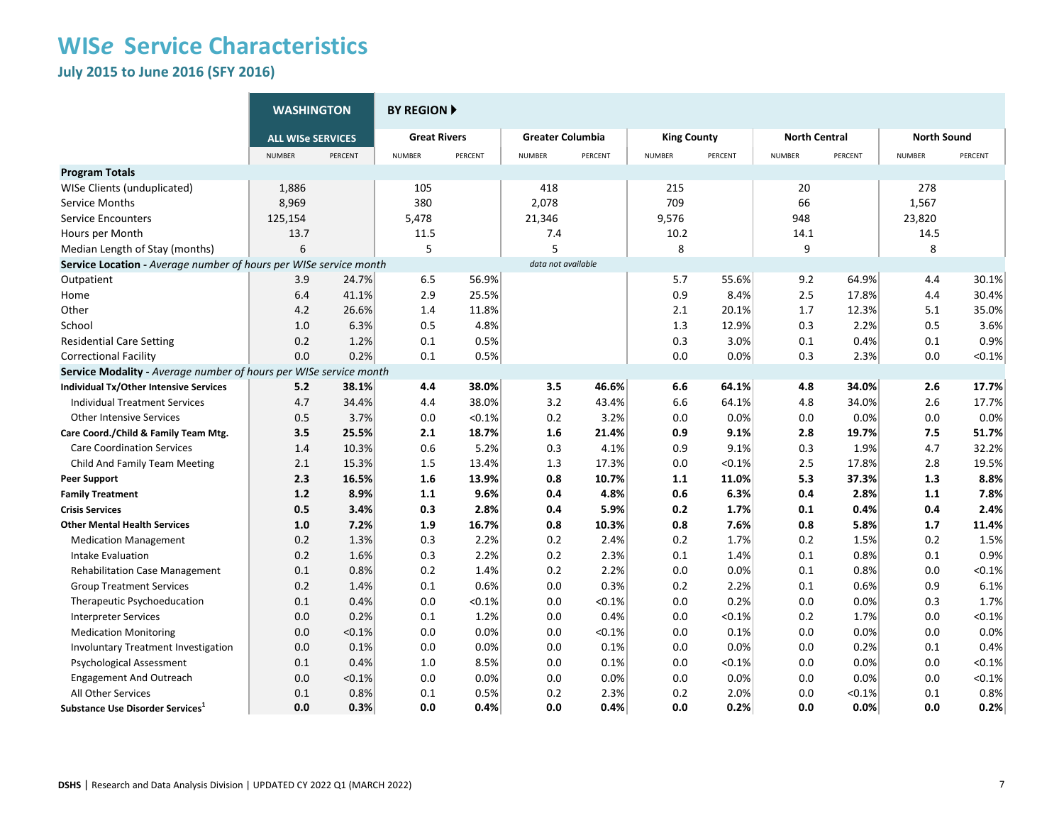# WIS*e* Service Characteristics

## July 2015 to June 2016 (SFY 2016)

| | WASHINGTON | | BY REGION ▶ | | | | | | | | | |
|---|---|---|---|---|---|---|---|---|---|---|---|---|
| | ALL WISe SERVICES | | Great Rivers | | Greater Columbia | | King County | | North Central | | North Sound | |
| | NUMBER | PERCENT | NUMBER | PERCENT | NUMBER | PERCENT | NUMBER | PERCENT | NUMBER | PERCENT | NUMBER | PERCENT |
| **Program Totals** | | | | | | | | | | | | |
| WISe Clients (unduplicated) | 1,886 | | 105 | | 418 | | 215 | | 20 | | 278 | |
| Service Months | 8,969 | | 380 | | 2,078 | | 709 | | 66 | | 1,567 | |
| Service Encounters | 125,154 | | 5,478 | | 21,346 | | 9,576 | | 948 | | 23,820 | |
| Hours per Month | 13.7 | | 11.5 | | 7.4 | | 10.2 | | 14.1 | | 14.5 | |
| Median Length of Stay (months) | 6 | | 5 | | 5 | | 8 | | 9 | | 8 | |
| **Service Location -** *Average number of hours per WISe service month* | | | | | *data not available* | | | | | | | |
| Outpatient | 3.9 | 24.7% | 6.5 | 56.9% | | | 5.7 | 55.6% | 9.2 | 64.9% | 4.4 | 30.1% |
| Home | 6.4 | 41.1% | 2.9 | 25.5% | | | 0.9 | 8.4% | 2.5 | 17.8% | 4.4 | 30.4% |
| Other | 4.2 | 26.6% | 1.4 | 11.8% | | | 2.1 | 20.1% | 1.7 | 12.3% | 5.1 | 35.0% |
| School | 1.0 | 6.3% | 0.5 | 4.8% | | | 1.3 | 12.9% | 0.3 | 2.2% | 0.5 | 3.6% |
| Residential Care Setting | 0.2 | 1.2% | 0.1 | 0.5% | | | 0.3 | 3.0% | 0.1 | 0.4% | 0.1 | 0.9% |
| Correctional Facility | 0.0 | 0.2% | 0.1 | 0.5% | | | 0.0 | 0.0% | 0.3 | 2.3% | 0.0 | <0.1% |
| **Service Modality -** *Average number of hours per WISe service month* | | | | | | | | | | | | |
| **Individual Tx/Other Intensive Services** | **5.2** | **38.1%** | **4.4** | **38.0%** | **3.5** | **46.6%** | **6.6** | **64.1%** | **4.8** | **34.0%** | **2.6** | **17.7%** |
| Individual Treatment Services | 4.7 | 34.4% | 4.4 | 38.0% | 3.2 | 43.4% | 6.6 | 64.1% | 4.8 | 34.0% | 2.6 | 17.7% |
| Other Intensive Services | 0.5 | 3.7% | 0.0 | <0.1% | 0.2 | 3.2% | 0.0 | 0.0% | 0.0 | 0.0% | 0.0 | 0.0% |
| **Care Coord./Child & Family Team Mtg.** | **3.5** | **25.5%** | **2.1** | **18.7%** | **1.6** | **21.4%** | **0.9** | **9.1%** | **2.8** | **19.7%** | **7.5** | **51.7%** |
| Care Coordination Services | 1.4 | 10.3% | 0.6 | 5.2% | 0.3 | 4.1% | 0.9 | 9.1% | 0.3 | 1.9% | 4.7 | 32.2% |
| Child And Family Team Meeting | 2.1 | 15.3% | 1.5 | 13.4% | 1.3 | 17.3% | 0.0 | <0.1% | 2.5 | 17.8% | 2.8 | 19.5% |
| **Peer Support** | **2.3** | **16.5%** | **1.6** | **13.9%** | **0.8** | **10.7%** | **1.1** | **11.0%** | **5.3** | **37.3%** | **1.3** | **8.8%** |
| **Family Treatment** | **1.2** | **8.9%** | **1.1** | **9.6%** | **0.4** | **4.8%** | **0.6** | **6.3%** | **0.4** | **2.8%** | **1.1** | **7.8%** |
| **Crisis Services** | **0.5** | **3.4%** | **0.3** | **2.8%** | **0.4** | **5.9%** | **0.2** | **1.7%** | **0.1** | **0.4%** | **0.4** | **2.4%** |
| **Other Mental Health Services** | **1.0** | **7.2%** | **1.9** | **16.7%** | **0.8** | **10.3%** | **0.8** | **7.6%** | **0.8** | **5.8%** | **1.7** | **11.4%** |
| Medication Management | 0.2 | 1.3% | 0.3 | 2.2% | 0.2 | 2.4% | 0.2 | 1.7% | 0.2 | 1.5% | 0.2 | 1.5% |
| Intake Evaluation | 0.2 | 1.6% | 0.3 | 2.2% | 0.2 | 2.3% | 0.1 | 1.4% | 0.1 | 0.8% | 0.1 | 0.9% |
| Rehabilitation Case Management | 0.1 | 0.8% | 0.2 | 1.4% | 0.2 | 2.2% | 0.0 | 0.0% | 0.1 | 0.8% | 0.0 | <0.1% |
| Group Treatment Services | 0.2 | 1.4% | 0.1 | 0.6% | 0.0 | 0.3% | 0.2 | 2.2% | 0.1 | 0.6% | 0.9 | 6.1% |
| Therapeutic Psychoeducation | 0.1 | 0.4% | 0.0 | <0.1% | 0.0 | <0.1% | 0.0 | 0.2% | 0.0 | 0.0% | 0.3 | 1.7% |
| Interpreter Services | 0.0 | 0.2% | 0.1 | 1.2% | 0.0 | 0.4% | 0.0 | <0.1% | 0.2 | 1.7% | 0.0 | <0.1% |
| Medication Monitoring | 0.0 | <0.1% | 0.0 | 0.0% | 0.0 | <0.1% | 0.0 | 0.1% | 0.0 | 0.0% | 0.0 | 0.0% |
| Involuntary Treatment Investigation | 0.0 | 0.1% | 0.0 | 0.0% | 0.0 | 0.1% | 0.0 | 0.0% | 0.0 | 0.2% | 0.1 | 0.4% |
| Psychological Assessment | 0.1 | 0.4% | 1.0 | 8.5% | 0.0 | 0.1% | 0.0 | <0.1% | 0.0 | 0.0% | 0.0 | <0.1% |
| Engagement And Outreach | 0.0 | <0.1% | 0.0 | 0.0% | 0.0 | 0.0% | 0.0 | 0.0% | 0.0 | 0.0% | 0.0 | <0.1% |
| All Other Services | 0.1 | 0.8% | 0.1 | 0.5% | 0.2 | 2.3% | 0.2 | 2.0% | 0.0 | <0.1% | 0.1 | 0.8% |
| **Substance Use Disorder Services[1]** | **0.0** | **0.3%** | **0.0** | **0.4%** | **0.0** | **0.4%** | **0.0** | **0.2%** | **0.0** | **0.0%** | **0.0** | **0.2%** |

**DSHS** | Research and Data Analysis Division | UPDATED CY 2022 Q1 (MARCH 2022)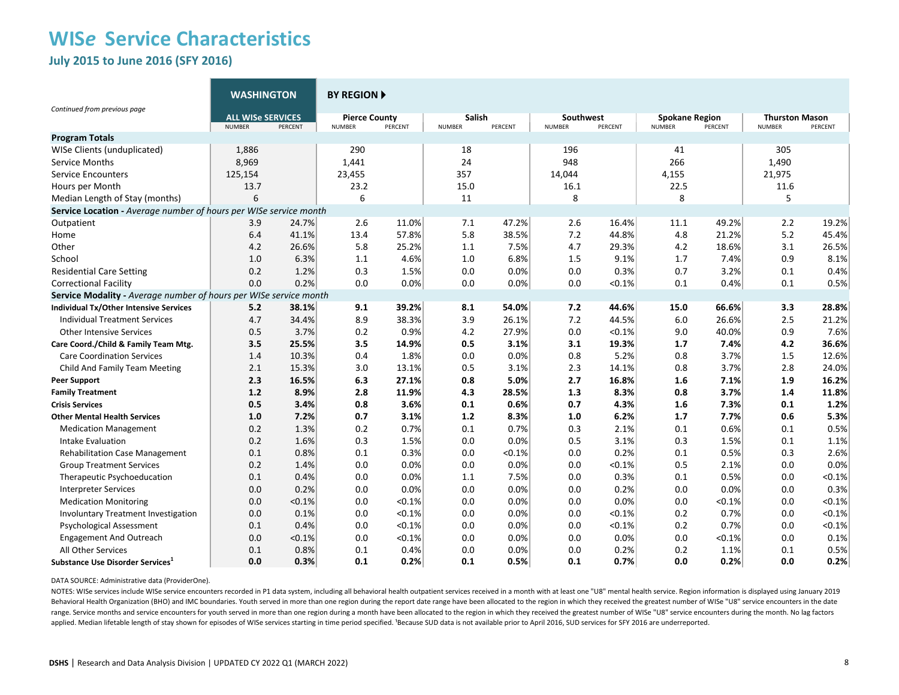# WISe Service Characteristics

## July 2015 to June 2016 (SFY 2016)

*Continued from previous page*

| | WASHINGTON | | BY REGION | | | | | | | | | |
|---|---|---|---|---|---|---|---|---|---|---|---|---|
| | ALL WISe SERVICES | | Pierce County | | Salish | | Southwest | | Spokane Region | | Thurston Mason | |
| | NUMBER | PERCENT | NUMBER | PERCENT | NUMBER | PERCENT | NUMBER | PERCENT | NUMBER | PERCENT | NUMBER | PERCENT |
| **Program Totals** | | | | | | | | | | | | |
| WISe Clients (unduplicated) | 1,886 | | 290 | | 18 | | 196 | | 41 | | 305 | |
| Service Months | 8,969 | | 1,441 | | 24 | | 948 | | 266 | | 1,490 | |
| Service Encounters | 125,154 | | 23,455 | | 357 | | 14,044 | | 4,155 | | 21,975 | |
| Hours per Month | 13.7 | | 23.2 | | 15.0 | | 16.1 | | 22.5 | | 11.6 | |
| Median Length of Stay (months) | 6 | | 6 | | 11 | | 8 | | 8 | | 5 | |
| **Service Location -** *Average number of hours per WISe service month* | | | | | | | | | | | | |
| Outpatient | 3.9 | 24.7% | 2.6 | 11.0% | 7.1 | 47.2% | 2.6 | 16.4% | 11.1 | 49.2% | 2.2 | 19.2% |
| Home | 6.4 | 41.1% | 13.4 | 57.8% | 5.8 | 38.5% | 7.2 | 44.8% | 4.8 | 21.2% | 5.2 | 45.4% |
| Other | 4.2 | 26.6% | 5.8 | 25.2% | 1.1 | 7.5% | 4.7 | 29.3% | 4.2 | 18.6% | 3.1 | 26.5% |
| School | 1.0 | 6.3% | 1.1 | 4.6% | 1.0 | 6.8% | 1.5 | 9.1% | 1.7 | 7.4% | 0.9 | 8.1% |
| Residential Care Setting | 0.2 | 1.2% | 0.3 | 1.5% | 0.0 | 0.0% | 0.0 | 0.3% | 0.7 | 3.2% | 0.1 | 0.4% |
| Correctional Facility | 0.0 | 0.2% | 0.0 | 0.0% | 0.0 | 0.0% | 0.0 | <0.1% | 0.1 | 0.4% | 0.1 | 0.5% |
| **Service Modality -** *Average number of hours per WISe service month* | | | | | | | | | | | | |
| **Individual Tx/Other Intensive Services** | **5.2** | **38.1%** | **9.1** | **39.2%** | **8.1** | **54.0%** | **7.2** | **44.6%** | **15.0** | **66.6%** | **3.3** | **28.8%** |
| Individual Treatment Services | 4.7 | 34.4% | 8.9 | 38.3% | 3.9 | 26.1% | 7.2 | 44.5% | 6.0 | 26.6% | 2.5 | 21.2% |
| Other Intensive Services | 0.5 | 3.7% | 0.2 | 0.9% | 4.2 | 27.9% | 0.0 | <0.1% | 9.0 | 40.0% | 0.9 | 7.6% |
| **Care Coord./Child & Family Team Mtg.** | **3.5** | **25.5%** | **3.5** | **14.9%** | **0.5** | **3.1%** | **3.1** | **19.3%** | **1.7** | **7.4%** | **4.2** | **36.6%** |
| Care Coordination Services | 1.4 | 10.3% | 0.4 | 1.8% | 0.0 | 0.0% | 0.8 | 5.2% | 0.8 | 3.7% | 1.5 | 12.6% |
| Child And Family Team Meeting | 2.1 | 15.3% | 3.0 | 13.1% | 0.5 | 3.1% | 2.3 | 14.1% | 0.8 | 3.7% | 2.8 | 24.0% |
| **Peer Support** | **2.3** | **16.5%** | **6.3** | **27.1%** | **0.8** | **5.0%** | **2.7** | **16.8%** | **1.6** | **7.1%** | **1.9** | **16.2%** |
| **Family Treatment** | **1.2** | **8.9%** | **2.8** | **11.9%** | **4.3** | **28.5%** | **1.3** | **8.3%** | **0.8** | **3.7%** | **1.4** | **11.8%** |
| **Crisis Services** | **0.5** | **3.4%** | **0.8** | **3.6%** | **0.1** | **0.6%** | **0.7** | **4.3%** | **1.6** | **7.3%** | **0.1** | **1.2%** |
| **Other Mental Health Services** | **1.0** | **7.2%** | **0.7** | **3.1%** | **1.2** | **8.3%** | **1.0** | **6.2%** | **1.7** | **7.7%** | **0.6** | **5.3%** |
| Medication Management | 0.2 | 1.3% | 0.2 | 0.7% | 0.1 | 0.7% | 0.3 | 2.1% | 0.1 | 0.6% | 0.1 | 0.5% |
| Intake Evaluation | 0.2 | 1.6% | 0.3 | 1.5% | 0.0 | 0.0% | 0.5 | 3.1% | 0.3 | 1.5% | 0.1 | 1.1% |
| Rehabilitation Case Management | 0.1 | 0.8% | 0.1 | 0.3% | 0.0 | <0.1% | 0.0 | 0.2% | 0.1 | 0.5% | 0.3 | 2.6% |
| Group Treatment Services | 0.2 | 1.4% | 0.0 | 0.0% | 0.0 | 0.0% | 0.0 | <0.1% | 0.5 | 2.1% | 0.0 | 0.0% |
| Therapeutic Psychoeducation | 0.1 | 0.4% | 0.0 | 0.0% | 1.1 | 7.5% | 0.0 | 0.3% | 0.1 | 0.5% | 0.0 | <0.1% |
| Interpreter Services | 0.0 | 0.2% | 0.0 | 0.0% | 0.0 | 0.0% | 0.0 | 0.2% | 0.0 | 0.0% | 0.0 | 0.3% |
| Medication Monitoring | 0.0 | <0.1% | 0.0 | <0.1% | 0.0 | 0.0% | 0.0 | 0.0% | 0.0 | <0.1% | 0.0 | <0.1% |
| Involuntary Treatment Investigation | 0.0 | 0.1% | 0.0 | <0.1% | 0.0 | 0.0% | 0.0 | <0.1% | 0.2 | 0.7% | 0.0 | <0.1% |
| Psychological Assessment | 0.1 | 0.4% | 0.0 | <0.1% | 0.0 | 0.0% | 0.0 | <0.1% | 0.2 | 0.7% | 0.0 | <0.1% |
| Engagement And Outreach | 0.0 | <0.1% | 0.0 | <0.1% | 0.0 | 0.0% | 0.0 | 0.0% | 0.0 | <0.1% | 0.0 | 0.1% |
| All Other Services | 0.1 | 0.8% | 0.1 | 0.4% | 0.0 | 0.0% | 0.0 | 0.2% | 0.2 | 1.1% | 0.1 | 0.5% |
| **Substance Use Disorder Services[1]** | **0.0** | **0.3%** | **0.1** | **0.2%** | **0.1** | **0.5%** | **0.1** | **0.7%** | **0.0** | **0.2%** | **0.0** | **0.2%** |

DATA SOURCE: Administrative data (ProviderOne).

NOTES: WISe services include WISe service encounters recorded in P1 data system, including all behavioral health outpatient services received in a month with at least one "U8" mental health service. Region information is displayed using January 2019 Behavioral Health Organization (BHO) and IMC boundaries. Youth served in more than one region during the report date range have been allocated to the region in which they received the greatest number of WISe "U8" service encounters in the date range. Service months and service encounters for youth served in more than one region during a month have been allocated to the region in which they received the greatest number of WISe "U8" service encounters during the month. No lag factors applied. Median lifetable length of stay shown for episodes of WISe services starting in time period specified. [1]Because SUD data is not available prior to April 2016, SUD services for SFY 2016 are underreported.

**DSHS** | Research and Data Analysis Division | UPDATED CY 2022 Q1 (MARCH 2022)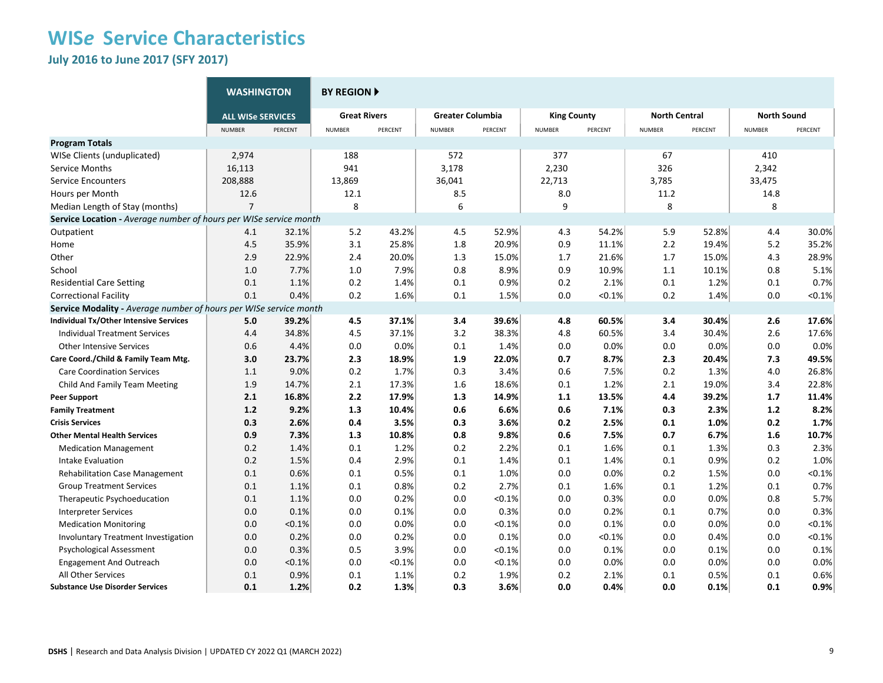# WISe Service Characteristics

## July 2016 to June 2017 (SFY 2017)

| | WASHINGTON | | BY REGION | | | | | | | | | |
|---|---|---|---|---|---|---|---|---|---|---|---|---|
| | ALL WISe SERVICES | | Great Rivers | | Greater Columbia | | King County | | North Central | | North Sound | |
| | NUMBER | PERCENT | NUMBER | PERCENT | NUMBER | PERCENT | NUMBER | PERCENT | NUMBER | PERCENT | NUMBER | PERCENT |
| **Program Totals** | | | | | | | | | | | | |
| WISe Clients (unduplicated) | 2,974 | | 188 | | 572 | | 377 | | 67 | | 410 | |
| Service Months | 16,113 | | 941 | | 3,178 | | 2,230 | | 326 | | 2,342 | |
| Service Encounters | 208,888 | | 13,869 | | 36,041 | | 22,713 | | 3,785 | | 33,475 | |
| Hours per Month | 12.6 | | 12.1 | | 8.5 | | 8.0 | | 11.2 | | 14.8 | |
| Median Length of Stay (months) | 7 | | 8 | | 6 | | 9 | | 8 | | 8 | |
| **Service Location** - *Average number of hours per WISe service month* | | | | | | | | | | | | |
| Outpatient | 4.1 | 32.1% | 5.2 | 43.2% | 4.5 | 52.9% | 4.3 | 54.2% | 5.9 | 52.8% | 4.4 | 30.0% |
| Home | 4.5 | 35.9% | 3.1 | 25.8% | 1.8 | 20.9% | 0.9 | 11.1% | 2.2 | 19.4% | 5.2 | 35.2% |
| Other | 2.9 | 22.9% | 2.4 | 20.0% | 1.3 | 15.0% | 1.7 | 21.6% | 1.7 | 15.0% | 4.3 | 28.9% |
| School | 1.0 | 7.7% | 1.0 | 7.9% | 0.8 | 8.9% | 0.9 | 10.9% | 1.1 | 10.1% | 0.8 | 5.1% |
| Residential Care Setting | 0.1 | 1.1% | 0.2 | 1.4% | 0.1 | 0.9% | 0.2 | 2.1% | 0.1 | 1.2% | 0.1 | 0.7% |
| Correctional Facility | 0.1 | 0.4% | 0.2 | 1.6% | 0.1 | 1.5% | 0.0 | <0.1% | 0.2 | 1.4% | 0.0 | <0.1% |
| **Service Modality** - *Average number of hours per WISe service month* | | | | | | | | | | | | |
| **Individual Tx/Other Intensive Services** | **5.0** | **39.2%** | **4.5** | **37.1%** | **3.4** | **39.6%** | **4.8** | **60.5%** | **3.4** | **30.4%** | **2.6** | **17.6%** |
| Individual Treatment Services | 4.4 | 34.8% | 4.5 | 37.1% | 3.2 | 38.3% | 4.8 | 60.5% | 3.4 | 30.4% | 2.6 | 17.6% |
| Other Intensive Services | 0.6 | 4.4% | 0.0 | 0.0% | 0.1 | 1.4% | 0.0 | 0.0% | 0.0 | 0.0% | 0.0 | 0.0% |
| **Care Coord./Child & Family Team Mtg.** | **3.0** | **23.7%** | **2.3** | **18.9%** | **1.9** | **22.0%** | **0.7** | **8.7%** | **2.3** | **20.4%** | **7.3** | **49.5%** |
| Care Coordination Services | 1.1 | 9.0% | 0.2 | 1.7% | 0.3 | 3.4% | 0.6 | 7.5% | 0.2 | 1.3% | 4.0 | 26.8% |
| Child And Family Team Meeting | 1.9 | 14.7% | 2.1 | 17.3% | 1.6 | 18.6% | 0.1 | 1.2% | 2.1 | 19.0% | 3.4 | 22.8% |
| **Peer Support** | **2.1** | **16.8%** | **2.2** | **17.9%** | **1.3** | **14.9%** | **1.1** | **13.5%** | **4.4** | **39.2%** | **1.7** | **11.4%** |
| **Family Treatment** | **1.2** | **9.2%** | **1.3** | **10.4%** | **0.6** | **6.6%** | **0.6** | **7.1%** | **0.3** | **2.3%** | **1.2** | **8.2%** |
| **Crisis Services** | **0.3** | **2.6%** | **0.4** | **3.5%** | **0.3** | **3.6%** | **0.2** | **2.5%** | **0.1** | **1.0%** | **0.2** | **1.7%** |
| **Other Mental Health Services** | **0.9** | **7.3%** | **1.3** | **10.8%** | **0.8** | **9.8%** | **0.6** | **7.5%** | **0.7** | **6.7%** | **1.6** | **10.7%** |
| Medication Management | 0.2 | 1.4% | 0.1 | 1.2% | 0.2 | 2.2% | 0.1 | 1.6% | 0.1 | 1.3% | 0.3 | 2.3% |
| Intake Evaluation | 0.2 | 1.5% | 0.4 | 2.9% | 0.1 | 1.4% | 0.1 | 1.4% | 0.1 | 0.9% | 0.2 | 1.0% |
| Rehabilitation Case Management | 0.1 | 0.6% | 0.1 | 0.5% | 0.1 | 1.0% | 0.0 | 0.0% | 0.2 | 1.5% | 0.0 | <0.1% |
| Group Treatment Services | 0.1 | 1.1% | 0.1 | 0.8% | 0.2 | 2.7% | 0.1 | 1.6% | 0.1 | 1.2% | 0.1 | 0.7% |
| Therapeutic Psychoeducation | 0.1 | 1.1% | 0.0 | 0.2% | 0.0 | <0.1% | 0.0 | 0.3% | 0.0 | 0.0% | 0.8 | 5.7% |
| Interpreter Services | 0.0 | 0.1% | 0.0 | 0.1% | 0.0 | 0.3% | 0.0 | 0.2% | 0.1 | 0.7% | 0.0 | 0.3% |
| Medication Monitoring | 0.0 | <0.1% | 0.0 | 0.0% | 0.0 | <0.1% | 0.0 | 0.1% | 0.0 | 0.0% | 0.0 | <0.1% |
| Involuntary Treatment Investigation | 0.0 | 0.2% | 0.0 | 0.2% | 0.0 | 0.1% | 0.0 | <0.1% | 0.0 | 0.4% | 0.0 | <0.1% |
| Psychological Assessment | 0.0 | 0.3% | 0.5 | 3.9% | 0.0 | <0.1% | 0.0 | 0.1% | 0.0 | 0.1% | 0.0 | 0.1% |
| Engagement And Outreach | 0.0 | <0.1% | 0.0 | <0.1% | 0.0 | <0.1% | 0.0 | 0.0% | 0.0 | 0.0% | 0.0 | 0.0% |
| All Other Services | 0.1 | 0.9% | 0.1 | 1.1% | 0.2 | 1.9% | 0.2 | 2.1% | 0.1 | 0.5% | 0.1 | 0.6% |
| **Substance Use Disorder Services** | **0.1** | **1.2%** | **0.2** | **1.3%** | **0.3** | **3.6%** | **0.0** | **0.4%** | **0.0** | **0.1%** | **0.1** | **0.9%** |

**DSHS** | Research and Data Analysis Division | UPDATED CY 2022 Q1 (MARCH 2022)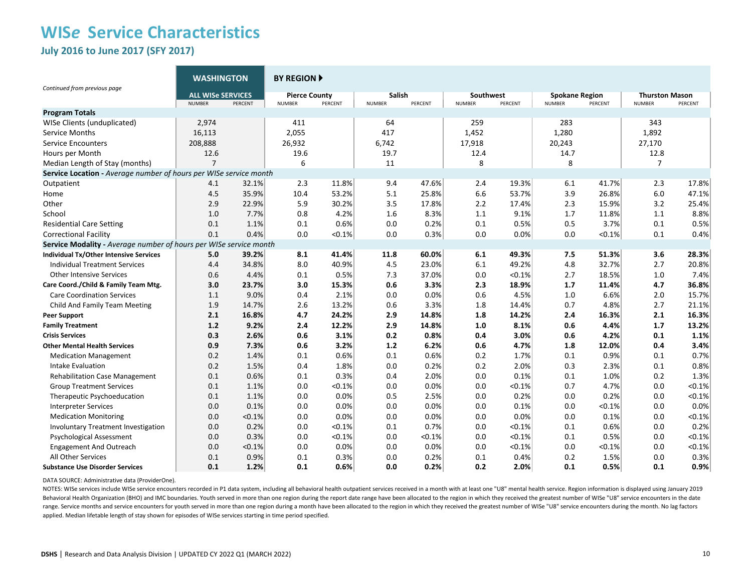# WIS*e* Service Characteristics

## July 2016 to June 2017 (SFY 2017)

*Continued from previous page*

| | WASHINGTON | | BY REGION ▶ | | | | | | | | | |
|---|---|---|---|---|---|---|---|---|---|---|---|---|
| | ALL WISe SERVICES | | Pierce County | | Salish | | Southwest | | Spokane Region | | Thurston Mason | |
| | NUMBER | PERCENT | NUMBER | PERCENT | NUMBER | PERCENT | NUMBER | PERCENT | NUMBER | PERCENT | NUMBER | PERCENT |
| **Program Totals** | | | | | | | | | | | | |
| WISe Clients (unduplicated) | 2,974 | | 411 | | 64 | | 259 | | 283 | | 343 | |
| Service Months | 16,113 | | 2,055 | | 417 | | 1,452 | | 1,280 | | 1,892 | |
| Service Encounters | 208,888 | | 26,932 | | 6,742 | | 17,918 | | 20,243 | | 27,170 | |
| Hours per Month | 12.6 | | 19.6 | | 19.7 | | 12.4 | | 14.7 | | 12.8 | |
| Median Length of Stay (months) | 7 | | 6 | | 11 | | 8 | | 8 | | 7 | |
| **Service Location -** *Average number of hours per WISe service month* | | | | | | | | | | | | |
| Outpatient | 4.1 | 32.1% | 2.3 | 11.8% | 9.4 | 47.6% | 2.4 | 19.3% | 6.1 | 41.7% | 2.3 | 17.8% |
| Home | 4.5 | 35.9% | 10.4 | 53.2% | 5.1 | 25.8% | 6.6 | 53.7% | 3.9 | 26.8% | 6.0 | 47.1% |
| Other | 2.9 | 22.9% | 5.9 | 30.2% | 3.5 | 17.8% | 2.2 | 17.4% | 2.3 | 15.9% | 3.2 | 25.4% |
| School | 1.0 | 7.7% | 0.8 | 4.2% | 1.6 | 8.3% | 1.1 | 9.1% | 1.7 | 11.8% | 1.1 | 8.8% |
| Residential Care Setting | 0.1 | 1.1% | 0.1 | 0.6% | 0.0 | 0.2% | 0.1 | 0.5% | 0.5 | 3.7% | 0.1 | 0.5% |
| Correctional Facility | 0.1 | 0.4% | 0.0 | <0.1% | 0.0 | 0.3% | 0.0 | 0.0% | 0.0 | <0.1% | 0.1 | 0.4% |
| **Service Modality -** *Average number of hours per WISe service month* | | | | | | | | | | | | |
| **Individual Tx/Other Intensive Services** | **5.0** | **39.2%** | **8.1** | **41.4%** | **11.8** | **60.0%** | **6.1** | **49.3%** | **7.5** | **51.3%** | **3.6** | **28.3%** |
| Individual Treatment Services | 4.4 | 34.8% | 8.0 | 40.9% | 4.5 | 23.0% | 6.1 | 49.2% | 4.8 | 32.7% | 2.7 | 20.8% |
| Other Intensive Services | 0.6 | 4.4% | 0.1 | 0.5% | 7.3 | 37.0% | 0.0 | <0.1% | 2.7 | 18.5% | 1.0 | 7.4% |
| **Care Coord./Child & Family Team Mtg.** | **3.0** | **23.7%** | **3.0** | **15.3%** | **0.6** | **3.3%** | **2.3** | **18.9%** | **1.7** | **11.4%** | **4.7** | **36.8%** |
| Care Coordination Services | 1.1 | 9.0% | 0.4 | 2.1% | 0.0 | 0.0% | 0.6 | 4.5% | 1.0 | 6.6% | 2.0 | 15.7% |
| Child And Family Team Meeting | 1.9 | 14.7% | 2.6 | 13.2% | 0.6 | 3.3% | 1.8 | 14.4% | 0.7 | 4.8% | 2.7 | 21.1% |
| **Peer Support** | **2.1** | **16.8%** | **4.7** | **24.2%** | **2.9** | **14.8%** | **1.8** | **14.2%** | **2.4** | **16.3%** | **2.1** | **16.3%** |
| **Family Treatment** | **1.2** | **9.2%** | **2.4** | **12.2%** | **2.9** | **14.8%** | **1.0** | **8.1%** | **0.6** | **4.4%** | **1.7** | **13.2%** |
| **Crisis Services** | **0.3** | **2.6%** | **0.6** | **3.1%** | **0.2** | **0.8%** | **0.4** | **3.0%** | **0.6** | **4.2%** | **0.1** | **1.1%** |
| **Other Mental Health Services** | **0.9** | **7.3%** | **0.6** | **3.2%** | **1.2** | **6.2%** | **0.6** | **4.7%** | **1.8** | **12.0%** | **0.4** | **3.4%** |
| Medication Management | 0.2 | 1.4% | 0.1 | 0.6% | 0.1 | 0.6% | 0.2 | 1.7% | 0.1 | 0.9% | 0.1 | 0.7% |
| Intake Evaluation | 0.2 | 1.5% | 0.4 | 1.8% | 0.0 | 0.2% | 0.2 | 2.0% | 0.3 | 2.3% | 0.1 | 0.8% |
| Rehabilitation Case Management | 0.1 | 0.6% | 0.1 | 0.3% | 0.4 | 2.0% | 0.0 | 0.1% | 0.1 | 1.0% | 0.2 | 1.3% |
| Group Treatment Services | 0.1 | 1.1% | 0.0 | <0.1% | 0.0 | 0.0% | 0.0 | <0.1% | 0.7 | 4.7% | 0.0 | <0.1% |
| Therapeutic Psychoeducation | 0.1 | 1.1% | 0.0 | 0.0% | 0.5 | 2.5% | 0.0 | 0.2% | 0.0 | 0.2% | 0.0 | <0.1% |
| Interpreter Services | 0.0 | 0.1% | 0.0 | 0.0% | 0.0 | 0.0% | 0.0 | 0.1% | 0.0 | <0.1% | 0.0 | 0.0% |
| Medication Monitoring | 0.0 | <0.1% | 0.0 | 0.0% | 0.0 | 0.0% | 0.0 | 0.0% | 0.0 | 0.1% | 0.0 | <0.1% |
| Involuntary Treatment Investigation | 0.0 | 0.2% | 0.0 | <0.1% | 0.1 | 0.7% | 0.0 | <0.1% | 0.1 | 0.6% | 0.0 | 0.2% |
| Psychological Assessment | 0.0 | 0.3% | 0.0 | <0.1% | 0.0 | <0.1% | 0.0 | <0.1% | 0.1 | 0.5% | 0.0 | <0.1% |
| Engagement And Outreach | 0.0 | <0.1% | 0.0 | 0.0% | 0.0 | 0.0% | 0.0 | <0.1% | 0.0 | <0.1% | 0.0 | <0.1% |
| All Other Services | 0.1 | 0.9% | 0.1 | 0.3% | 0.0 | 0.2% | 0.1 | 0.4% | 0.2 | 1.5% | 0.0 | 0.3% |
| **Substance Use Disorder Services** | **0.1** | **1.2%** | **0.1** | **0.6%** | **0.0** | **0.2%** | **0.2** | **2.0%** | **0.1** | **0.5%** | **0.1** | **0.9%** |

DATA SOURCE: Administrative data (ProviderOne).

NOTES: WISe services include WISe service encounters recorded in P1 data system, including all behavioral health outpatient services received in a month with at least one "U8" mental health service. Region information is displayed using January 2019 Behavioral Health Organization (BHO) and IMC boundaries. Youth served in more than one region during the report date range have been allocated to the region in which they received the greatest number of WISe "U8" service encounters in the date range. Service months and service encounters for youth served in more than one region during a month have been allocated to the region in which they received the greatest number of WISe "U8" service encounters during the month. No lag factors applied. Median lifetable length of stay shown for episodes of WISe services starting in time period specified.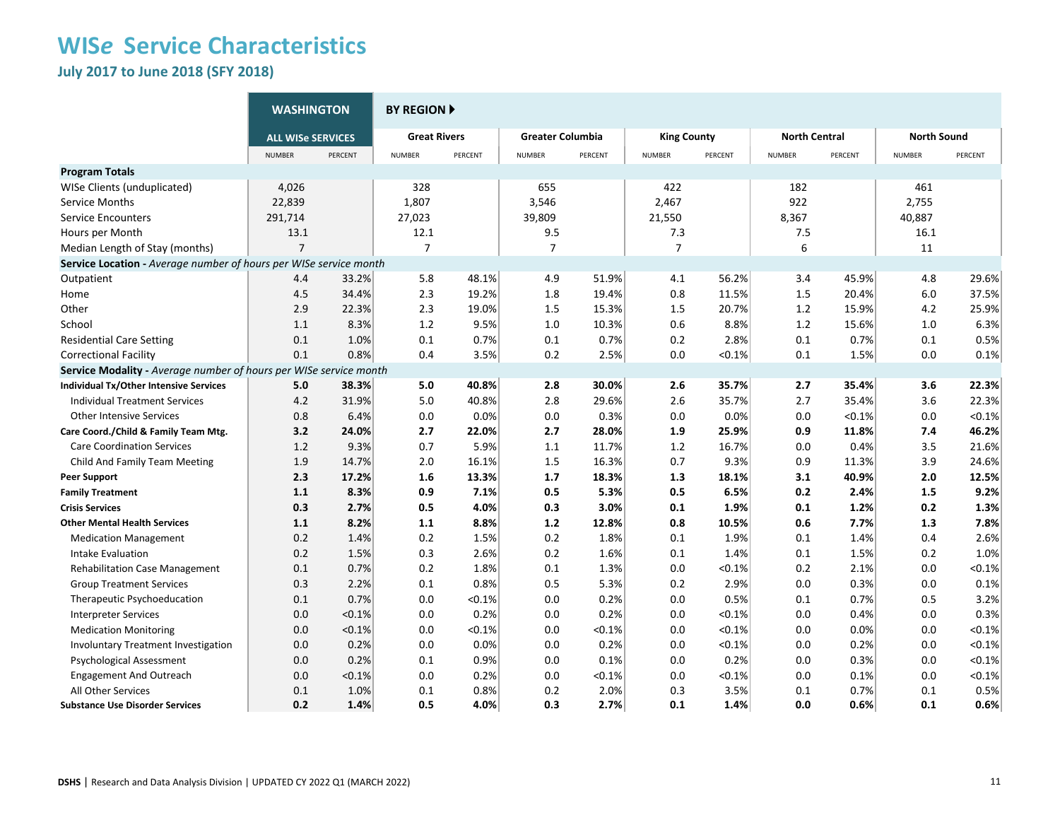# WIS*e* Service Characteristics

## July 2017 to June 2018 (SFY 2018)

| | WASHINGTON | | BY REGION ▶ | | | | | | | | | |
|---|---|---|---|---|---|---|---|---|---|---|---|---|
| | ALL WISe SERVICES | | Great Rivers | | Greater Columbia | | King County | | North Central | | North Sound | |
| | NUMBER | PERCENT | NUMBER | PERCENT | NUMBER | PERCENT | NUMBER | PERCENT | NUMBER | PERCENT | NUMBER | PERCENT |
| **Program Totals** | | | | | | | | | | | | |
| WISe Clients (unduplicated) | 4,026 | | 328 | | 655 | | 422 | | 182 | | 461 | |
| Service Months | 22,839 | | 1,807 | | 3,546 | | 2,467 | | 922 | | 2,755 | |
| Service Encounters | 291,714 | | 27,023 | | 39,809 | | 21,550 | | 8,367 | | 40,887 | |
| Hours per Month | 13.1 | | 12.1 | | 9.5 | | 7.3 | | 7.5 | | 16.1 | |
| Median Length of Stay (months) | 7 | | 7 | | 7 | | 7 | | 6 | | 11 | |
| **Service Location -** *Average number of hours per WISe service month* | | | | | | | | | | | | |
| Outpatient | 4.4 | 33.2% | 5.8 | 48.1% | 4.9 | 51.9% | 4.1 | 56.2% | 3.4 | 45.9% | 4.8 | 29.6% |
| Home | 4.5 | 34.4% | 2.3 | 19.2% | 1.8 | 19.4% | 0.8 | 11.5% | 1.5 | 20.4% | 6.0 | 37.5% |
| Other | 2.9 | 22.3% | 2.3 | 19.0% | 1.5 | 15.3% | 1.5 | 20.7% | 1.2 | 15.9% | 4.2 | 25.9% |
| School | 1.1 | 8.3% | 1.2 | 9.5% | 1.0 | 10.3% | 0.6 | 8.8% | 1.2 | 15.6% | 1.0 | 6.3% |
| Residential Care Setting | 0.1 | 1.0% | 0.1 | 0.7% | 0.1 | 0.7% | 0.2 | 2.8% | 0.1 | 0.7% | 0.1 | 0.5% |
| Correctional Facility | 0.1 | 0.8% | 0.4 | 3.5% | 0.2 | 2.5% | 0.0 | <0.1% | 0.1 | 1.5% | 0.0 | 0.1% |
| **Service Modality -** *Average number of hours per WISe service month* | | | | | | | | | | | | |
| **Individual Tx/Other Intensive Services** | **5.0** | **38.3%** | **5.0** | **40.8%** | **2.8** | **30.0%** | **2.6** | **35.7%** | **2.7** | **35.4%** | **3.6** | **22.3%** |
| Individual Treatment Services | 4.2 | 31.9% | 5.0 | 40.8% | 2.8 | 29.6% | 2.6 | 35.7% | 2.7 | 35.4% | 3.6 | 22.3% |
| Other Intensive Services | 0.8 | 6.4% | 0.0 | 0.0% | 0.0 | 0.3% | 0.0 | 0.0% | 0.0 | <0.1% | 0.0 | <0.1% |
| **Care Coord./Child & Family Team Mtg.** | **3.2** | **24.0%** | **2.7** | **22.0%** | **2.7** | **28.0%** | **1.9** | **25.9%** | **0.9** | **11.8%** | **7.4** | **46.2%** |
| Care Coordination Services | 1.2 | 9.3% | 0.7 | 5.9% | 1.1 | 11.7% | 1.2 | 16.7% | 0.0 | 0.4% | 3.5 | 21.6% |
| Child And Family Team Meeting | 1.9 | 14.7% | 2.0 | 16.1% | 1.5 | 16.3% | 0.7 | 9.3% | 0.9 | 11.3% | 3.9 | 24.6% |
| **Peer Support** | **2.3** | **17.2%** | **1.6** | **13.3%** | **1.7** | **18.3%** | **1.3** | **18.1%** | **3.1** | **40.9%** | **2.0** | **12.5%** |
| **Family Treatment** | **1.1** | **8.3%** | **0.9** | **7.1%** | **0.5** | **5.3%** | **0.5** | **6.5%** | **0.2** | **2.4%** | **1.5** | **9.2%** |
| **Crisis Services** | **0.3** | **2.7%** | **0.5** | **4.0%** | **0.3** | **3.0%** | **0.1** | **1.9%** | **0.1** | **1.2%** | **0.2** | **1.3%** |
| **Other Mental Health Services** | **1.1** | **8.2%** | **1.1** | **8.8%** | **1.2** | **12.8%** | **0.8** | **10.5%** | **0.6** | **7.7%** | **1.3** | **7.8%** |
| Medication Management | 0.2 | 1.4% | 0.2 | 1.5% | 0.2 | 1.8% | 0.1 | 1.9% | 0.1 | 1.4% | 0.4 | 2.6% |
| Intake Evaluation | 0.2 | 1.5% | 0.3 | 2.6% | 0.2 | 1.6% | 0.1 | 1.4% | 0.1 | 1.5% | 0.2 | 1.0% |
| Rehabilitation Case Management | 0.1 | 0.7% | 0.2 | 1.8% | 0.1 | 1.3% | 0.0 | <0.1% | 0.2 | 2.1% | 0.0 | <0.1% |
| Group Treatment Services | 0.3 | 2.2% | 0.1 | 0.8% | 0.5 | 5.3% | 0.2 | 2.9% | 0.0 | 0.3% | 0.0 | 0.1% |
| Therapeutic Psychoeducation | 0.1 | 0.7% | 0.0 | <0.1% | 0.0 | 0.2% | 0.0 | 0.5% | 0.1 | 0.7% | 0.5 | 3.2% |
| Interpreter Services | 0.0 | <0.1% | 0.0 | 0.2% | 0.0 | 0.2% | 0.0 | <0.1% | 0.0 | 0.4% | 0.0 | 0.3% |
| Medication Monitoring | 0.0 | <0.1% | 0.0 | <0.1% | 0.0 | <0.1% | 0.0 | <0.1% | 0.0 | 0.0% | 0.0 | <0.1% |
| Involuntary Treatment Investigation | 0.0 | 0.2% | 0.0 | 0.0% | 0.0 | 0.2% | 0.0 | <0.1% | 0.0 | 0.2% | 0.0 | <0.1% |
| Psychological Assessment | 0.0 | 0.2% | 0.1 | 0.9% | 0.0 | 0.1% | 0.0 | 0.2% | 0.0 | 0.3% | 0.0 | <0.1% |
| Engagement And Outreach | 0.0 | <0.1% | 0.0 | 0.2% | 0.0 | <0.1% | 0.0 | <0.1% | 0.0 | 0.1% | 0.0 | <0.1% |
| All Other Services | 0.1 | 1.0% | 0.1 | 0.8% | 0.2 | 2.0% | 0.3 | 3.5% | 0.1 | 0.7% | 0.1 | 0.5% |
| **Substance Use Disorder Services** | **0.2** | **1.4%** | **0.5** | **4.0%** | **0.3** | **2.7%** | **0.1** | **1.4%** | **0.0** | **0.6%** | **0.1** | **0.6%** |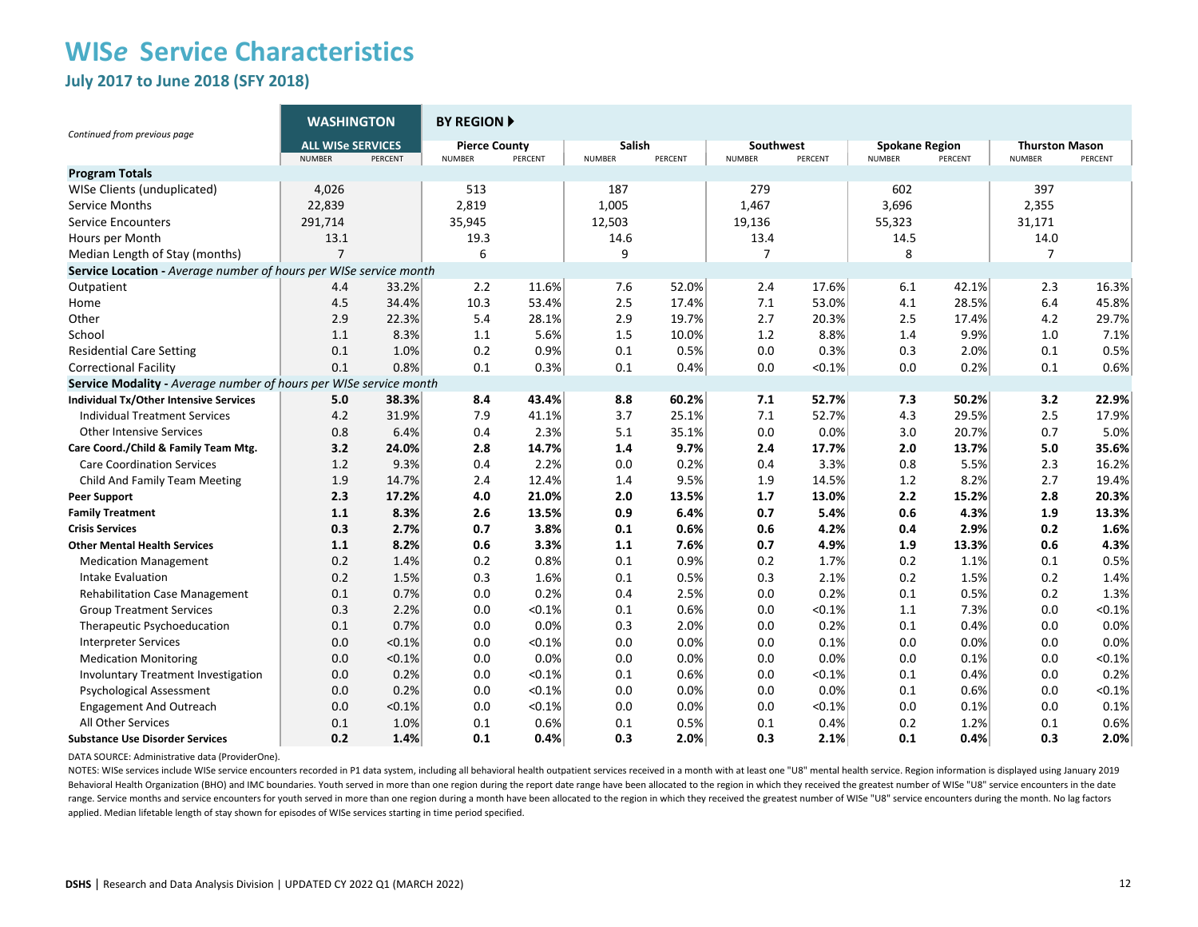# WIS*e* Service Characteristics

## July 2017 to June 2018 (SFY 2018)

*Continued from previous page*

| | WASHINGTON | | BY REGION ▶ | | | | | | | | | |
|---|---|---|---|---|---|---|---|---|---|---|---|---|
| | ALL WISe SERVICES | | Pierce County | | Salish | | Southwest | | Spokane Region | | Thurston Mason | |
| | NUMBER | PERCENT | NUMBER | PERCENT | NUMBER | PERCENT | NUMBER | PERCENT | NUMBER | PERCENT | NUMBER | PERCENT |
| **Program Totals** | | | | | | | | | | | | |
| WISe Clients (unduplicated) | 4,026 | | 513 | | 187 | | 279 | | 602 | | 397 | |
| Service Months | 22,839 | | 2,819 | | 1,005 | | 1,467 | | 3,696 | | 2,355 | |
| Service Encounters | 291,714 | | 35,945 | | 12,503 | | 19,136 | | 55,323 | | 31,171 | |
| Hours per Month | 13.1 | | 19.3 | | 14.6 | | 13.4 | | 14.5 | | 14.0 | |
| Median Length of Stay (months) | 7 | | 6 | | 9 | | 7 | | 8 | | 7 | |
| **Service Location -** *Average number of hours per WISe service month* | | | | | | | | | | | | |
| Outpatient | 4.4 | 33.2% | 2.2 | 11.6% | 7.6 | 52.0% | 2.4 | 17.6% | 6.1 | 42.1% | 2.3 | 16.3% |
| Home | 4.5 | 34.4% | 10.3 | 53.4% | 2.5 | 17.4% | 7.1 | 53.0% | 4.1 | 28.5% | 6.4 | 45.8% |
| Other | 2.9 | 22.3% | 5.4 | 28.1% | 2.9 | 19.7% | 2.7 | 20.3% | 2.5 | 17.4% | 4.2 | 29.7% |
| School | 1.1 | 8.3% | 1.1 | 5.6% | 1.5 | 10.0% | 1.2 | 8.8% | 1.4 | 9.9% | 1.0 | 7.1% |
| Residential Care Setting | 0.1 | 1.0% | 0.2 | 0.9% | 0.1 | 0.5% | 0.0 | 0.3% | 0.3 | 2.0% | 0.1 | 0.5% |
| Correctional Facility | 0.1 | 0.8% | 0.1 | 0.3% | 0.1 | 0.4% | 0.0 | <0.1% | 0.0 | 0.2% | 0.1 | 0.6% |
| **Service Modality -** *Average number of hours per WISe service month* | | | | | | | | | | | | |
| **Individual Tx/Other Intensive Services** | **5.0** | **38.3%** | **8.4** | **43.4%** | **8.8** | **60.2%** | **7.1** | **52.7%** | **7.3** | **50.2%** | **3.2** | **22.9%** |
| Individual Treatment Services | 4.2 | 31.9% | 7.9 | 41.1% | 3.7 | 25.1% | 7.1 | 52.7% | 4.3 | 29.5% | 2.5 | 17.9% |
| Other Intensive Services | 0.8 | 6.4% | 0.4 | 2.3% | 5.1 | 35.1% | 0.0 | 0.0% | 3.0 | 20.7% | 0.7 | 5.0% |
| **Care Coord./Child & Family Team Mtg.** | **3.2** | **24.0%** | **2.8** | **14.7%** | **1.4** | **9.7%** | **2.4** | **17.7%** | **2.0** | **13.7%** | **5.0** | **35.6%** |
| Care Coordination Services | 1.2 | 9.3% | 0.4 | 2.2% | 0.0 | 0.2% | 0.4 | 3.3% | 0.8 | 5.5% | 2.3 | 16.2% |
| Child And Family Team Meeting | 1.9 | 14.7% | 2.4 | 12.4% | 1.4 | 9.5% | 1.9 | 14.5% | 1.2 | 8.2% | 2.7 | 19.4% |
| **Peer Support** | **2.3** | **17.2%** | **4.0** | **21.0%** | **2.0** | **13.5%** | **1.7** | **13.0%** | **2.2** | **15.2%** | **2.8** | **20.3%** |
| **Family Treatment** | **1.1** | **8.3%** | **2.6** | **13.5%** | **0.9** | **6.4%** | **0.7** | **5.4%** | **0.6** | **4.3%** | **1.9** | **13.3%** |
| **Crisis Services** | **0.3** | **2.7%** | **0.7** | **3.8%** | **0.1** | **0.6%** | **0.6** | **4.2%** | **0.4** | **2.9%** | **0.2** | **1.6%** |
| **Other Mental Health Services** | **1.1** | **8.2%** | **0.6** | **3.3%** | **1.1** | **7.6%** | **0.7** | **4.9%** | **1.9** | **13.3%** | **0.6** | **4.3%** |
| Medication Management | 0.2 | 1.4% | 0.2 | 0.8% | 0.1 | 0.9% | 0.2 | 1.7% | 0.2 | 1.1% | 0.1 | 0.5% |
| Intake Evaluation | 0.2 | 1.5% | 0.3 | 1.6% | 0.1 | 0.5% | 0.3 | 2.1% | 0.2 | 1.5% | 0.2 | 1.4% |
| Rehabilitation Case Management | 0.1 | 0.7% | 0.0 | 0.2% | 0.4 | 2.5% | 0.0 | 0.2% | 0.1 | 0.5% | 0.2 | 1.3% |
| Group Treatment Services | 0.3 | 2.2% | 0.0 | <0.1% | 0.1 | 0.6% | 0.0 | <0.1% | 1.1 | 7.3% | 0.0 | <0.1% |
| Therapeutic Psychoeducation | 0.1 | 0.7% | 0.0 | 0.0% | 0.3 | 2.0% | 0.0 | 0.2% | 0.1 | 0.4% | 0.0 | 0.0% |
| Interpreter Services | 0.0 | <0.1% | 0.0 | <0.1% | 0.0 | 0.0% | 0.0 | 0.1% | 0.0 | 0.0% | 0.0 | 0.0% |
| Medication Monitoring | 0.0 | <0.1% | 0.0 | 0.0% | 0.0 | 0.0% | 0.0 | 0.0% | 0.0 | 0.1% | 0.0 | <0.1% |
| Involuntary Treatment Investigation | 0.0 | 0.2% | 0.0 | <0.1% | 0.1 | 0.6% | 0.0 | <0.1% | 0.1 | 0.4% | 0.0 | 0.2% |
| Psychological Assessment | 0.0 | 0.2% | 0.0 | <0.1% | 0.0 | 0.0% | 0.0 | 0.0% | 0.1 | 0.6% | 0.0 | <0.1% |
| Engagement And Outreach | 0.0 | <0.1% | 0.0 | <0.1% | 0.0 | 0.0% | 0.0 | <0.1% | 0.0 | 0.1% | 0.0 | 0.1% |
| All Other Services | 0.1 | 1.0% | 0.1 | 0.6% | 0.1 | 0.5% | 0.1 | 0.4% | 0.2 | 1.2% | 0.1 | 0.6% |
| **Substance Use Disorder Services** | **0.2** | **1.4%** | **0.1** | **0.4%** | **0.3** | **2.0%** | **0.3** | **2.1%** | **0.1** | **0.4%** | **0.3** | **2.0%** |

DATA SOURCE: Administrative data (ProviderOne).

NOTES: WISe services include WISe service encounters recorded in P1 data system, including all behavioral health outpatient services received in a month with at least one "U8" mental health service. Region information is displayed using January 2019 Behavioral Health Organization (BHO) and IMC boundaries. Youth served in more than one region during the report date range have been allocated to the region in which they received the greatest number of WISe "U8" service encounters in the date range. Service months and service encounters for youth served in more than one region during a month have been allocated to the region in which they received the greatest number of WISe "U8" service encounters during the month. No lag factors applied. Median lifetable length of stay shown for episodes of WISe services starting in time period specified.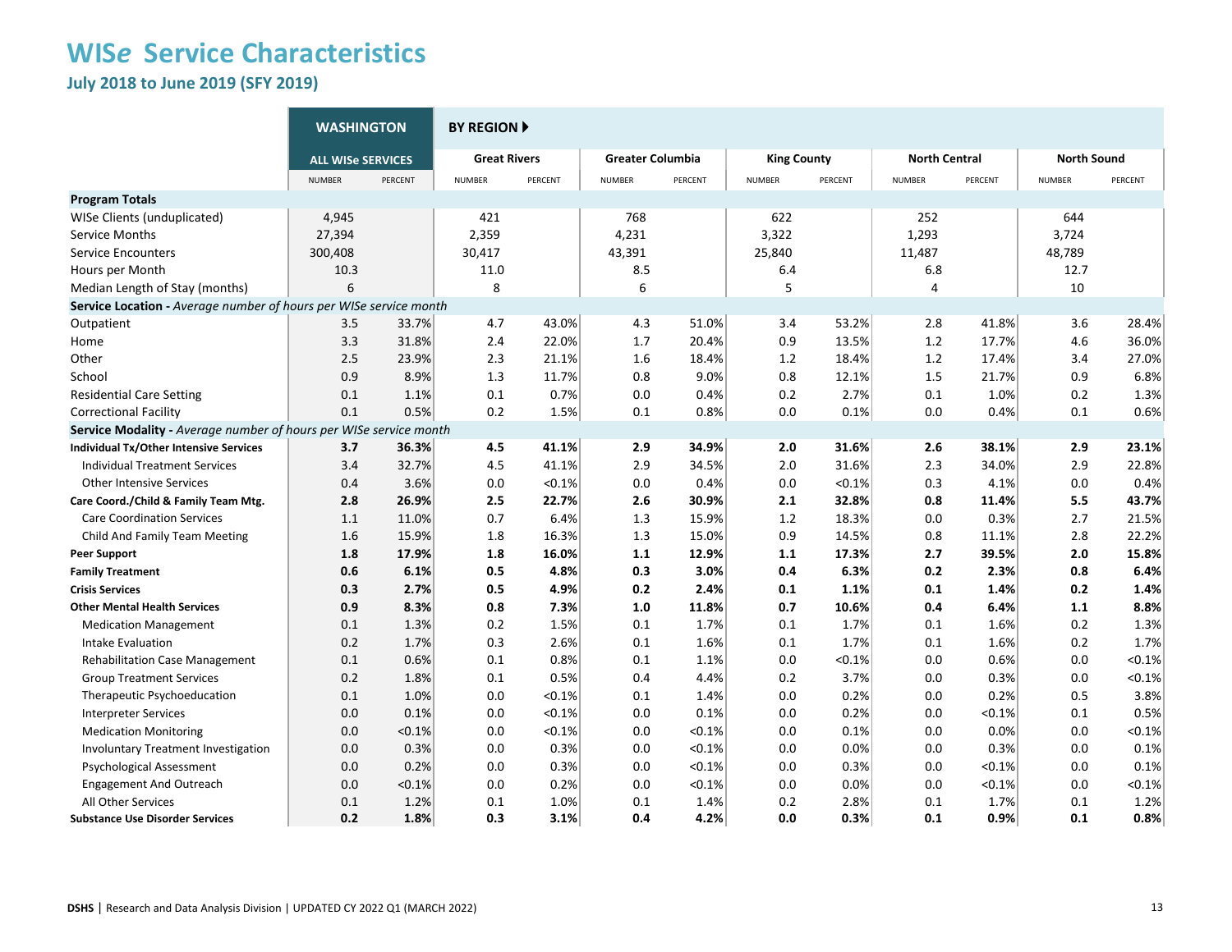# WISe Service Characteristics

## July 2018 to June 2019 (SFY 2019)

| | WASHINGTON | | BY REGION ▶ | | | | | | | | | |
|---|---|---|---|---|---|---|---|---|---|---|---|---|
| | ALL WISe SERVICES | | Great Rivers | | Greater Columbia | | King County | | North Central | | North Sound | |
| | NUMBER | PERCENT | NUMBER | PERCENT | NUMBER | PERCENT | NUMBER | PERCENT | NUMBER | PERCENT | NUMBER | PERCENT |
| **Program Totals** | | | | | | | | | | | | |
| WISe Clients (unduplicated) | 4,945 | | 421 | | 768 | | 622 | | 252 | | 644 | |
| Service Months | 27,394 | | 2,359 | | 4,231 | | 3,322 | | 1,293 | | 3,724 | |
| Service Encounters | 300,408 | | 30,417 | | 43,391 | | 25,840 | | 11,487 | | 48,789 | |
| Hours per Month | 10.3 | | 11.0 | | 8.5 | | 6.4 | | 6.8 | | 12.7 | |
| Median Length of Stay (months) | 6 | | 8 | | 6 | | 5 | | 4 | | 10 | |
| **Service Location -** *Average number of hours per WISe service month* | | | | | | | | | | | | |
| Outpatient | 3.5 | 33.7% | 4.7 | 43.0% | 4.3 | 51.0% | 3.4 | 53.2% | 2.8 | 41.8% | 3.6 | 28.4% |
| Home | 3.3 | 31.8% | 2.4 | 22.0% | 1.7 | 20.4% | 0.9 | 13.5% | 1.2 | 17.7% | 4.6 | 36.0% |
| Other | 2.5 | 23.9% | 2.3 | 21.1% | 1.6 | 18.4% | 1.2 | 18.4% | 1.2 | 17.4% | 3.4 | 27.0% |
| School | 0.9 | 8.9% | 1.3 | 11.7% | 0.8 | 9.0% | 0.8 | 12.1% | 1.5 | 21.7% | 0.9 | 6.8% |
| Residential Care Setting | 0.1 | 1.1% | 0.1 | 0.7% | 0.0 | 0.4% | 0.2 | 2.7% | 0.1 | 1.0% | 0.2 | 1.3% |
| Correctional Facility | 0.1 | 0.5% | 0.2 | 1.5% | 0.1 | 0.8% | 0.0 | 0.1% | 0.0 | 0.4% | 0.1 | 0.6% |
| **Service Modality -** *Average number of hours per WISe service month* | | | | | | | | | | | | |
| **Individual Tx/Other Intensive Services** | **3.7** | **36.3%** | **4.5** | **41.1%** | **2.9** | **34.9%** | **2.0** | **31.6%** | **2.6** | **38.1%** | **2.9** | **23.1%** |
| Individual Treatment Services | 3.4 | 32.7% | 4.5 | 41.1% | 2.9 | 34.5% | 2.0 | 31.6% | 2.3 | 34.0% | 2.9 | 22.8% |
| Other Intensive Services | 0.4 | 3.6% | 0.0 | <0.1% | 0.0 | 0.4% | 0.0 | <0.1% | 0.3 | 4.1% | 0.0 | 0.4% |
| **Care Coord./Child & Family Team Mtg.** | **2.8** | **26.9%** | **2.5** | **22.7%** | **2.6** | **30.9%** | **2.1** | **32.8%** | **0.8** | **11.4%** | **5.5** | **43.7%** |
| Care Coordination Services | 1.1 | 11.0% | 0.7 | 6.4% | 1.3 | 15.9% | 1.2 | 18.3% | 0.0 | 0.3% | 2.7 | 21.5% |
| Child And Family Team Meeting | 1.6 | 15.9% | 1.8 | 16.3% | 1.3 | 15.0% | 0.9 | 14.5% | 0.8 | 11.1% | 2.8 | 22.2% |
| **Peer Support** | **1.8** | **17.9%** | **1.8** | **16.0%** | **1.1** | **12.9%** | **1.1** | **17.3%** | **2.7** | **39.5%** | **2.0** | **15.8%** |
| **Family Treatment** | **0.6** | **6.1%** | **0.5** | **4.8%** | **0.3** | **3.0%** | **0.4** | **6.3%** | **0.2** | **2.3%** | **0.8** | **6.4%** |
| **Crisis Services** | **0.3** | **2.7%** | **0.5** | **4.9%** | **0.2** | **2.4%** | **0.1** | **1.1%** | **0.1** | **1.4%** | **0.2** | **1.4%** |
| **Other Mental Health Services** | **0.9** | **8.3%** | **0.8** | **7.3%** | **1.0** | **11.8%** | **0.7** | **10.6%** | **0.4** | **6.4%** | **1.1** | **8.8%** |
| Medication Management | 0.1 | 1.3% | 0.2 | 1.5% | 0.1 | 1.7% | 0.1 | 1.7% | 0.1 | 1.6% | 0.2 | 1.3% |
| Intake Evaluation | 0.2 | 1.7% | 0.3 | 2.6% | 0.1 | 1.6% | 0.1 | 1.7% | 0.1 | 1.6% | 0.2 | 1.7% |
| Rehabilitation Case Management | 0.1 | 0.6% | 0.1 | 0.8% | 0.1 | 1.1% | 0.0 | <0.1% | 0.0 | 0.6% | 0.0 | <0.1% |
| Group Treatment Services | 0.2 | 1.8% | 0.1 | 0.5% | 0.4 | 4.4% | 0.2 | 3.7% | 0.0 | 0.3% | 0.0 | <0.1% |
| Therapeutic Psychoeducation | 0.1 | 1.0% | 0.0 | <0.1% | 0.1 | 1.4% | 0.0 | 0.2% | 0.0 | 0.2% | 0.5 | 3.8% |
| Interpreter Services | 0.0 | 0.1% | 0.0 | <0.1% | 0.0 | 0.1% | 0.0 | 0.2% | 0.0 | <0.1% | 0.1 | 0.5% |
| Medication Monitoring | 0.0 | <0.1% | 0.0 | <0.1% | 0.0 | <0.1% | 0.0 | 0.1% | 0.0 | 0.0% | 0.0 | <0.1% |
| Involuntary Treatment Investigation | 0.0 | 0.3% | 0.0 | 0.3% | 0.0 | <0.1% | 0.0 | 0.0% | 0.0 | 0.3% | 0.0 | 0.1% |
| Psychological Assessment | 0.0 | 0.2% | 0.0 | 0.3% | 0.0 | <0.1% | 0.0 | 0.3% | 0.0 | <0.1% | 0.0 | 0.1% |
| Engagement And Outreach | 0.0 | <0.1% | 0.0 | 0.2% | 0.0 | <0.1% | 0.0 | 0.0% | 0.0 | <0.1% | 0.0 | <0.1% |
| All Other Services | 0.1 | 1.2% | 0.1 | 1.0% | 0.1 | 1.4% | 0.2 | 2.8% | 0.1 | 1.7% | 0.1 | 1.2% |
| **Substance Use Disorder Services** | **0.2** | **1.8%** | **0.3** | **3.1%** | **0.4** | **4.2%** | **0.0** | **0.3%** | **0.1** | **0.9%** | **0.1** | **0.8%** |

**DSHS** | Research and Data Analysis Division | UPDATED CY 2022 Q1 (MARCH 2022)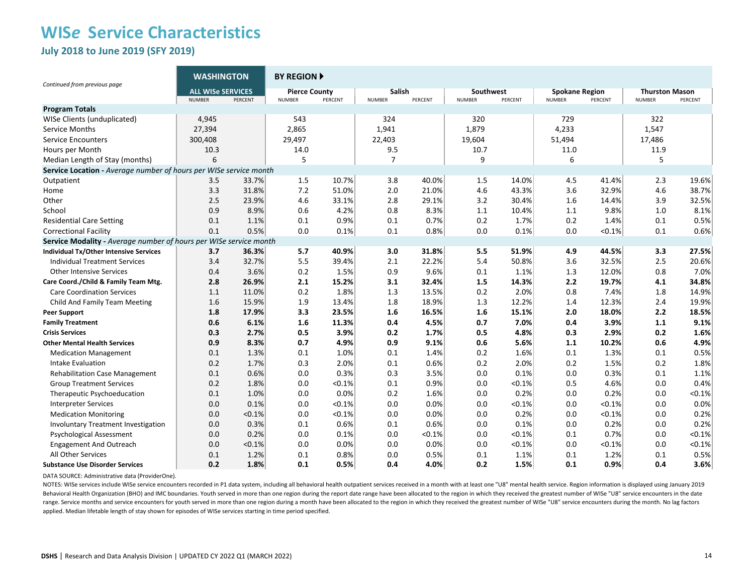# WISe Service Characteristics

## July 2018 to June 2019 (SFY 2019)

*Continued from previous page*

| | WASHINGTON | | BY REGION ▶ | | | | | | | | | |
|---|---|---|---|---|---|---|---|---|---|---|---|---|
| | ALL WISe SERVICES | | Pierce County | | Salish | | Southwest | | Spokane Region | | Thurston Mason | |
| | NUMBER | PERCENT | NUMBER | PERCENT | NUMBER | PERCENT | NUMBER | PERCENT | NUMBER | PERCENT | NUMBER | PERCENT |
| **Program Totals** | | | | | | | | | | | | |
| WISe Clients (unduplicated) | 4,945 | | 543 | | 324 | | 320 | | 729 | | 322 | |
| Service Months | 27,394 | | 2,865 | | 1,941 | | 1,879 | | 4,233 | | 1,547 | |
| Service Encounters | 300,408 | | 29,497 | | 22,403 | | 19,604 | | 51,494 | | 17,486 | |
| Hours per Month | 10.3 | | 14.0 | | 9.5 | | 10.7 | | 11.0 | | 11.9 | |
| Median Length of Stay (months) | 6 | | 5 | | 7 | | 9 | | 6 | | 5 | |
| **Service Location -** *Average number of hours per WISe service month* | | | | | | | | | | | | |
| Outpatient | 3.5 | 33.7% | 1.5 | 10.7% | 3.8 | 40.0% | 1.5 | 14.0% | 4.5 | 41.4% | 2.3 | 19.6% |
| Home | 3.3 | 31.8% | 7.2 | 51.0% | 2.0 | 21.0% | 4.6 | 43.3% | 3.6 | 32.9% | 4.6 | 38.7% |
| Other | 2.5 | 23.9% | 4.6 | 33.1% | 2.8 | 29.1% | 3.2 | 30.4% | 1.6 | 14.4% | 3.9 | 32.5% |
| School | 0.9 | 8.9% | 0.6 | 4.2% | 0.8 | 8.3% | 1.1 | 10.4% | 1.1 | 9.8% | 1.0 | 8.1% |
| Residential Care Setting | 0.1 | 1.1% | 0.1 | 0.9% | 0.1 | 0.7% | 0.2 | 1.7% | 0.2 | 1.4% | 0.1 | 0.5% |
| Correctional Facility | 0.1 | 0.5% | 0.0 | 0.1% | 0.1 | 0.8% | 0.0 | 0.1% | 0.0 | <0.1% | 0.1 | 0.6% |
| **Service Modality -** *Average number of hours per WISe service month* | | | | | | | | | | | | |
| **Individual Tx/Other Intensive Services** | **3.7** | **36.3%** | **5.7** | **40.9%** | **3.0** | **31.8%** | **5.5** | **51.9%** | **4.9** | **44.5%** | **3.3** | **27.5%** |
| Individual Treatment Services | 3.4 | 32.7% | 5.5 | 39.4% | 2.1 | 22.2% | 5.4 | 50.8% | 3.6 | 32.5% | 2.5 | 20.6% |
| Other Intensive Services | 0.4 | 3.6% | 0.2 | 1.5% | 0.9 | 9.6% | 0.1 | 1.1% | 1.3 | 12.0% | 0.8 | 7.0% |
| **Care Coord./Child & Family Team Mtg.** | **2.8** | **26.9%** | **2.1** | **15.2%** | **3.1** | **32.4%** | **1.5** | **14.3%** | **2.2** | **19.7%** | **4.1** | **34.8%** |
| Care Coordination Services | 1.1 | 11.0% | 0.2 | 1.8% | 1.3 | 13.5% | 0.2 | 2.0% | 0.8 | 7.4% | 1.8 | 14.9% |
| Child And Family Team Meeting | 1.6 | 15.9% | 1.9 | 13.4% | 1.8 | 18.9% | 1.3 | 12.2% | 1.4 | 12.3% | 2.4 | 19.9% |
| **Peer Support** | **1.8** | **17.9%** | **3.3** | **23.5%** | **1.6** | **16.5%** | **1.6** | **15.1%** | **2.0** | **18.0%** | **2.2** | **18.5%** |
| **Family Treatment** | **0.6** | **6.1%** | **1.6** | **11.3%** | **0.4** | **4.5%** | **0.7** | **7.0%** | **0.4** | **3.9%** | **1.1** | **9.1%** |
| **Crisis Services** | **0.3** | **2.7%** | **0.5** | **3.9%** | **0.2** | **1.7%** | **0.5** | **4.8%** | **0.3** | **2.9%** | **0.2** | **1.6%** |
| **Other Mental Health Services** | **0.9** | **8.3%** | **0.7** | **4.9%** | **0.9** | **9.1%** | **0.6** | **5.6%** | **1.1** | **10.2%** | **0.6** | **4.9%** |
| Medication Management | 0.1 | 1.3% | 0.1 | 1.0% | 0.1 | 1.4% | 0.2 | 1.6% | 0.1 | 1.3% | 0.1 | 0.5% |
| Intake Evaluation | 0.2 | 1.7% | 0.3 | 2.0% | 0.1 | 0.6% | 0.2 | 2.0% | 0.2 | 1.5% | 0.2 | 1.8% |
| Rehabilitation Case Management | 0.1 | 0.6% | 0.0 | 0.3% | 0.3 | 3.5% | 0.0 | 0.1% | 0.0 | 0.3% | 0.1 | 1.1% |
| Group Treatment Services | 0.2 | 1.8% | 0.0 | <0.1% | 0.1 | 0.9% | 0.0 | <0.1% | 0.5 | 4.6% | 0.0 | 0.4% |
| Therapeutic Psychoeducation | 0.1 | 1.0% | 0.0 | 0.0% | 0.2 | 1.6% | 0.0 | 0.2% | 0.0 | 0.2% | 0.0 | <0.1% |
| Interpreter Services | 0.0 | 0.1% | 0.0 | <0.1% | 0.0 | 0.0% | 0.0 | <0.1% | 0.0 | <0.1% | 0.0 | 0.0% |
| Medication Monitoring | 0.0 | <0.1% | 0.0 | <0.1% | 0.0 | 0.0% | 0.0 | 0.2% | 0.0 | <0.1% | 0.0 | 0.2% |
| Involuntary Treatment Investigation | 0.0 | 0.3% | 0.1 | 0.6% | 0.1 | 0.6% | 0.0 | 0.1% | 0.0 | 0.2% | 0.0 | 0.2% |
| Psychological Assessment | 0.0 | 0.2% | 0.0 | 0.1% | 0.0 | <0.1% | 0.0 | <0.1% | 0.1 | 0.7% | 0.0 | <0.1% |
| Engagement And Outreach | 0.0 | <0.1% | 0.0 | 0.0% | 0.0 | 0.0% | 0.0 | <0.1% | 0.0 | <0.1% | 0.0 | <0.1% |
| All Other Services | 0.1 | 1.2% | 0.1 | 0.8% | 0.0 | 0.5% | 0.1 | 1.1% | 0.1 | 1.2% | 0.1 | 0.5% |
| **Substance Use Disorder Services** | **0.2** | **1.8%** | **0.1** | **0.5%** | **0.4** | **4.0%** | **0.2** | **1.5%** | **0.1** | **0.9%** | **0.4** | **3.6%** |

DATA SOURCE: Administrative data (ProviderOne).

NOTES: WISe services include WISe service encounters recorded in P1 data system, including all behavioral health outpatient services received in a month with at least one "U8" mental health service. Region information is displayed using January 2019 Behavioral Health Organization (BHO) and IMC boundaries. Youth served in more than one region during the report date range have been allocated to the region in which they received the greatest number of WISe "U8" service encounters in the date range. Service months and service encounters for youth served in more than one region during a month have been allocated to the region in which they received the greatest number of WISe "U8" service encounters during the month. No lag factors applied. Median lifetable length of stay shown for episodes of WISe services starting in time period specified.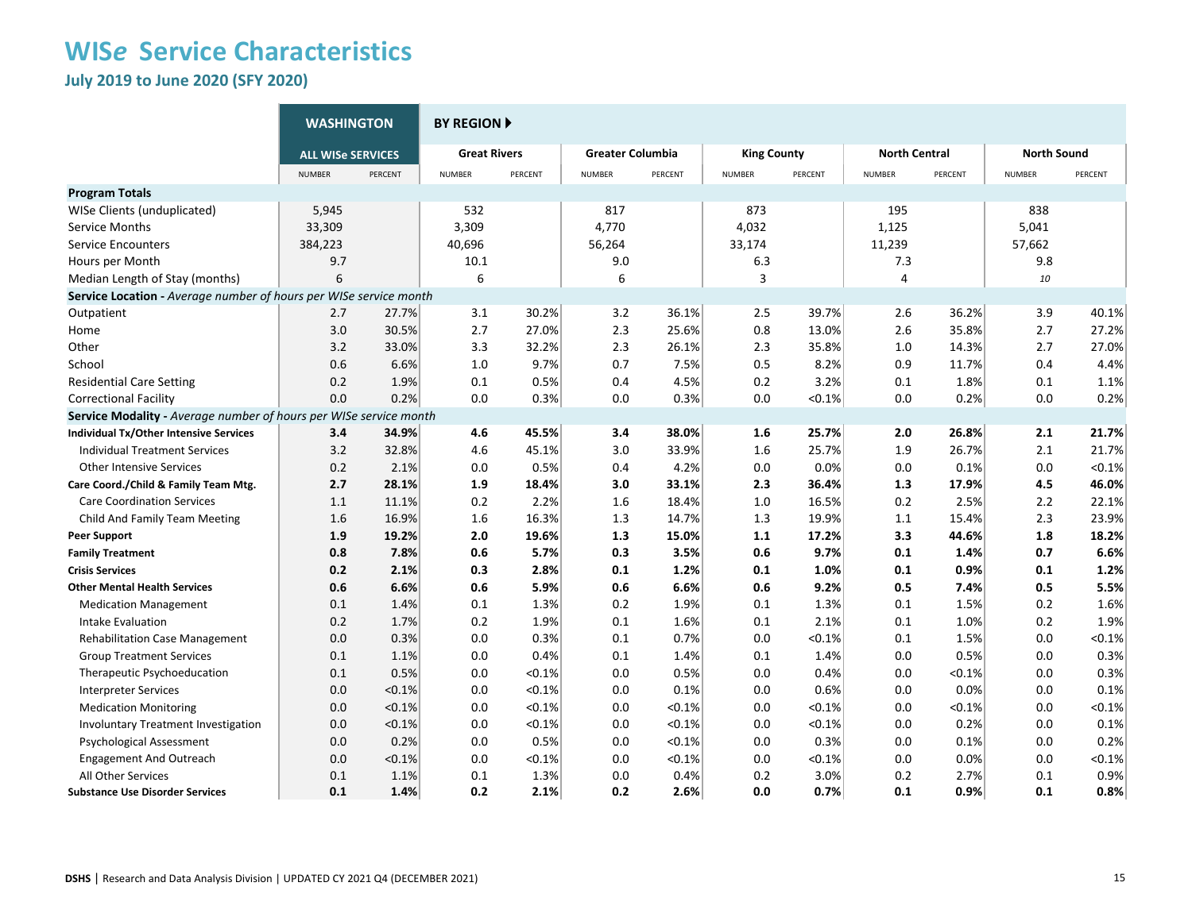# WISe Service Characteristics

## July 2019 to June 2020 (SFY 2020)

| | WASHINGTON | | BY REGION ▶ | | | | | | | | | |
|---|---|---|---|---|---|---|---|---|---|---|---|---|
| | ALL WISe SERVICES | | Great Rivers | | Greater Columbia | | King County | | North Central | | North Sound | |
| | NUMBER | PERCENT | NUMBER | PERCENT | NUMBER | PERCENT | NUMBER | PERCENT | NUMBER | PERCENT | NUMBER | PERCENT |
| **Program Totals** | | | | | | | | | | | | |
| WISe Clients (unduplicated) | 5,945 | | 532 | | 817 | | 873 | | 195 | | 838 | |
| Service Months | 33,309 | | 3,309 | | 4,770 | | 4,032 | | 1,125 | | 5,041 | |
| Service Encounters | 384,223 | | 40,696 | | 56,264 | | 33,174 | | 11,239 | | 57,662 | |
| Hours per Month | 9.7 | | 10.1 | | 9.0 | | 6.3 | | 7.3 | | 9.8 | |
| Median Length of Stay (months) | 6 | | 6 | | 6 | | 3 | | 4 | | *10* | |
| **Service Location** - *Average number of hours per WISe service month* | | | | | | | | | | | | |
| Outpatient | 2.7 | 27.7% | 3.1 | 30.2% | 3.2 | 36.1% | 2.5 | 39.7% | 2.6 | 36.2% | 3.9 | 40.1% |
| Home | 3.0 | 30.5% | 2.7 | 27.0% | 2.3 | 25.6% | 0.8 | 13.0% | 2.6 | 35.8% | 2.7 | 27.2% |
| Other | 3.2 | 33.0% | 3.3 | 32.2% | 2.3 | 26.1% | 2.3 | 35.8% | 1.0 | 14.3% | 2.7 | 27.0% |
| School | 0.6 | 6.6% | 1.0 | 9.7% | 0.7 | 7.5% | 0.5 | 8.2% | 0.9 | 11.7% | 0.4 | 4.4% |
| Residential Care Setting | 0.2 | 1.9% | 0.1 | 0.5% | 0.4 | 4.5% | 0.2 | 3.2% | 0.1 | 1.8% | 0.1 | 1.1% |
| Correctional Facility | 0.0 | 0.2% | 0.0 | 0.3% | 0.0 | 0.3% | 0.0 | <0.1% | 0.0 | 0.2% | 0.0 | 0.2% |
| **Service Modality** - *Average number of hours per WISe service month* | | | | | | | | | | | | |
| **Individual Tx/Other Intensive Services** | **3.4** | **34.9%** | **4.6** | **45.5%** | **3.4** | **38.0%** | **1.6** | **25.7%** | **2.0** | **26.8%** | **2.1** | **21.7%** |
| Individual Treatment Services | 3.2 | 32.8% | 4.6 | 45.1% | 3.0 | 33.9% | 1.6 | 25.7% | 1.9 | 26.7% | 2.1 | 21.7% |
| Other Intensive Services | 0.2 | 2.1% | 0.0 | 0.5% | 0.4 | 4.2% | 0.0 | 0.0% | 0.0 | 0.1% | 0.0 | <0.1% |
| **Care Coord./Child & Family Team Mtg.** | **2.7** | **28.1%** | **1.9** | **18.4%** | **3.0** | **33.1%** | **2.3** | **36.4%** | **1.3** | **17.9%** | **4.5** | **46.0%** |
| Care Coordination Services | 1.1 | 11.1% | 0.2 | 2.2% | 1.6 | 18.4% | 1.0 | 16.5% | 0.2 | 2.5% | 2.2 | 22.1% |
| Child And Family Team Meeting | 1.6 | 16.9% | 1.6 | 16.3% | 1.3 | 14.7% | 1.3 | 19.9% | 1.1 | 15.4% | 2.3 | 23.9% |
| **Peer Support** | **1.9** | **19.2%** | **2.0** | **19.6%** | **1.3** | **15.0%** | **1.1** | **17.2%** | **3.3** | **44.6%** | **1.8** | **18.2%** |
| **Family Treatment** | **0.8** | **7.8%** | **0.6** | **5.7%** | **0.3** | **3.5%** | **0.6** | **9.7%** | **0.1** | **1.4%** | **0.7** | **6.6%** |
| **Crisis Services** | **0.2** | **2.1%** | **0.3** | **2.8%** | **0.1** | **1.2%** | **0.1** | **1.0%** | **0.1** | **0.9%** | **0.1** | **1.2%** |
| **Other Mental Health Services** | **0.6** | **6.6%** | **0.6** | **5.9%** | **0.6** | **6.6%** | **0.6** | **9.2%** | **0.5** | **7.4%** | **0.5** | **5.5%** |
| Medication Management | 0.1 | 1.4% | 0.1 | 1.3% | 0.2 | 1.9% | 0.1 | 1.3% | 0.1 | 1.5% | 0.2 | 1.6% |
| Intake Evaluation | 0.2 | 1.7% | 0.2 | 1.9% | 0.1 | 1.6% | 0.1 | 2.1% | 0.1 | 1.0% | 0.2 | 1.9% |
| Rehabilitation Case Management | 0.0 | 0.3% | 0.0 | 0.3% | 0.1 | 0.7% | 0.0 | <0.1% | 0.1 | 1.5% | 0.0 | <0.1% |
| Group Treatment Services | 0.1 | 1.1% | 0.0 | 0.4% | 0.1 | 1.4% | 0.1 | 1.4% | 0.0 | 0.5% | 0.0 | 0.3% |
| Therapeutic Psychoeducation | 0.1 | 0.5% | 0.0 | <0.1% | 0.0 | 0.5% | 0.0 | 0.4% | 0.0 | <0.1% | 0.0 | 0.3% |
| Interpreter Services | 0.0 | <0.1% | 0.0 | <0.1% | 0.0 | 0.1% | 0.0 | 0.6% | 0.0 | 0.0% | 0.0 | 0.1% |
| Medication Monitoring | 0.0 | <0.1% | 0.0 | <0.1% | 0.0 | <0.1% | 0.0 | <0.1% | 0.0 | <0.1% | 0.0 | <0.1% |
| Involuntary Treatment Investigation | 0.0 | <0.1% | 0.0 | <0.1% | 0.0 | <0.1% | 0.0 | <0.1% | 0.0 | 0.2% | 0.0 | 0.1% |
| Psychological Assessment | 0.0 | 0.2% | 0.0 | 0.5% | 0.0 | <0.1% | 0.0 | 0.3% | 0.0 | 0.1% | 0.0 | 0.2% |
| Engagement And Outreach | 0.0 | <0.1% | 0.0 | <0.1% | 0.0 | <0.1% | 0.0 | <0.1% | 0.0 | 0.0% | 0.0 | <0.1% |
| All Other Services | 0.1 | 1.1% | 0.1 | 1.3% | 0.0 | 0.4% | 0.2 | 3.0% | 0.2 | 2.7% | 0.1 | 0.9% |
| **Substance Use Disorder Services** | **0.1** | **1.4%** | **0.2** | **2.1%** | **0.2** | **2.6%** | **0.0** | **0.7%** | **0.1** | **0.9%** | **0.1** | **0.8%** |

**DSHS** | Research and Data Analysis Division | UPDATED CY 2021 Q4 (DECEMBER 2021)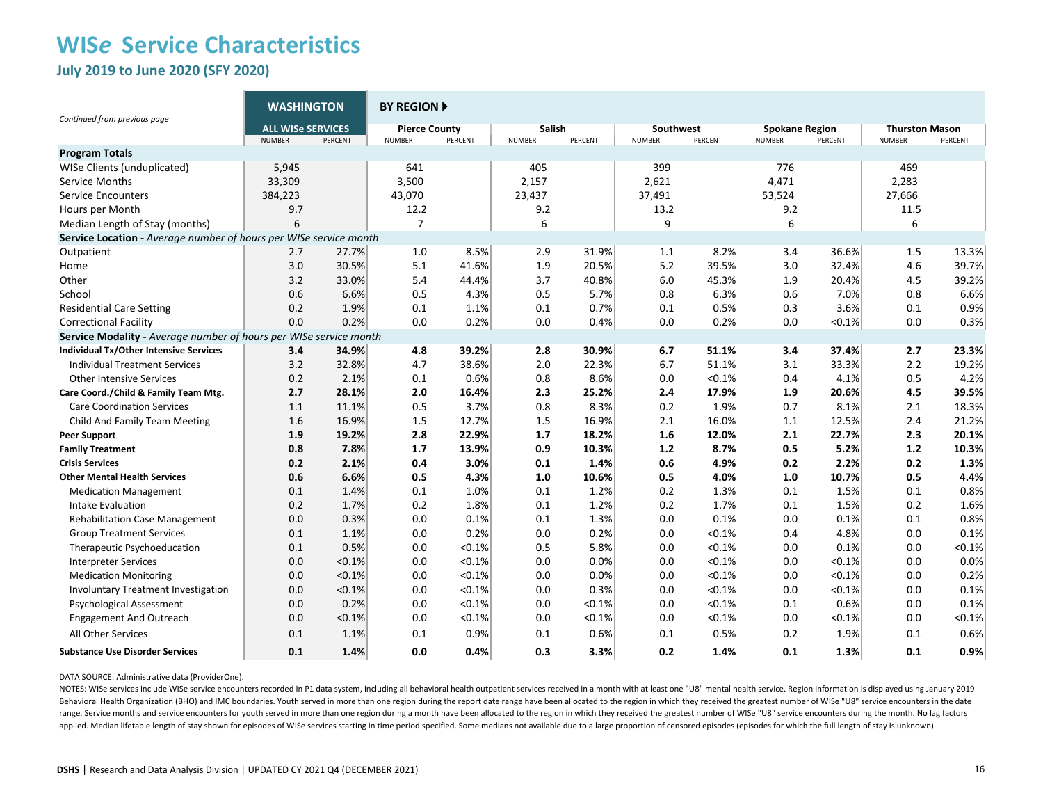# WISe Service Characteristics

## July 2019 to June 2020 (SFY 2020)

*Continued from previous page*

| | WASHINGTON | | BY REGION ▶ | | | | | | | | | |
|---|---|---|---|---|---|---|---|---|---|---|---|---|
| | ALL WISe SERVICES | | Pierce County | | Salish | | Southwest | | Spokane Region | | Thurston Mason | |
| | NUMBER | PERCENT | NUMBER | PERCENT | NUMBER | PERCENT | NUMBER | PERCENT | NUMBER | PERCENT | NUMBER | PERCENT |
| **Program Totals** | | | | | | | | | | | | |
| WISe Clients (unduplicated) | 5,945 | | 641 | | 405 | | 399 | | 776 | | 469 | |
| Service Months | 33,309 | | 3,500 | | 2,157 | | 2,621 | | 4,471 | | 2,283 | |
| Service Encounters | 384,223 | | 43,070 | | 23,437 | | 37,491 | | 53,524 | | 27,666 | |
| Hours per Month | 9.7 | | 12.2 | | 9.2 | | 13.2 | | 9.2 | | 11.5 | |
| Median Length of Stay (months) | 6 | | 7 | | 6 | | 9 | | 6 | | 6 | |
| **Service Location** - *Average number of hours per WISe service month* | | | | | | | | | | | | |
| Outpatient | 2.7 | 27.7% | 1.0 | 8.5% | 2.9 | 31.9% | 1.1 | 8.2% | 3.4 | 36.6% | 1.5 | 13.3% |
| Home | 3.0 | 30.5% | 5.1 | 41.6% | 1.9 | 20.5% | 5.2 | 39.5% | 3.0 | 32.4% | 4.6 | 39.7% |
| Other | 3.2 | 33.0% | 5.4 | 44.4% | 3.7 | 40.8% | 6.0 | 45.3% | 1.9 | 20.4% | 4.5 | 39.2% |
| School | 0.6 | 6.6% | 0.5 | 4.3% | 0.5 | 5.7% | 0.8 | 6.3% | 0.6 | 7.0% | 0.8 | 6.6% |
| Residential Care Setting | 0.2 | 1.9% | 0.1 | 1.1% | 0.1 | 0.7% | 0.1 | 0.5% | 0.3 | 3.6% | 0.1 | 0.9% |
| Correctional Facility | 0.0 | 0.2% | 0.0 | 0.2% | 0.0 | 0.4% | 0.0 | 0.2% | 0.0 | <0.1% | 0.0 | 0.3% |
| **Service Modality** - *Average number of hours per WISe service month* | | | | | | | | | | | | |
| **Individual Tx/Other Intensive Services** | **3.4** | **34.9%** | **4.8** | **39.2%** | **2.8** | **30.9%** | **6.7** | **51.1%** | **3.4** | **37.4%** | **2.7** | **23.3%** |
| Individual Treatment Services | 3.2 | 32.8% | 4.7 | 38.6% | 2.0 | 22.3% | 6.7 | 51.1% | 3.1 | 33.3% | 2.2 | 19.2% |
| Other Intensive Services | 0.2 | 2.1% | 0.1 | 0.6% | 0.8 | 8.6% | 0.0 | <0.1% | 0.4 | 4.1% | 0.5 | 4.2% |
| **Care Coord./Child & Family Team Mtg.** | **2.7** | **28.1%** | **2.0** | **16.4%** | **2.3** | **25.2%** | **2.4** | **17.9%** | **1.9** | **20.6%** | **4.5** | **39.5%** |
| Care Coordination Services | 1.1 | 11.1% | 0.5 | 3.7% | 0.8 | 8.3% | 0.2 | 1.9% | 0.7 | 8.1% | 2.1 | 18.3% |
| Child And Family Team Meeting | 1.6 | 16.9% | 1.5 | 12.7% | 1.5 | 16.9% | 2.1 | 16.0% | 1.1 | 12.5% | 2.4 | 21.2% |
| **Peer Support** | **1.9** | **19.2%** | **2.8** | **22.9%** | **1.7** | **18.2%** | **1.6** | **12.0%** | **2.1** | **22.7%** | **2.3** | **20.1%** |
| **Family Treatment** | **0.8** | **7.8%** | **1.7** | **13.9%** | **0.9** | **10.3%** | **1.2** | **8.7%** | **0.5** | **5.2%** | **1.2** | **10.3%** |
| **Crisis Services** | **0.2** | **2.1%** | **0.4** | **3.0%** | **0.1** | **1.4%** | **0.6** | **4.9%** | **0.2** | **2.2%** | **0.2** | **1.3%** |
| **Other Mental Health Services** | **0.6** | **6.6%** | **0.5** | **4.3%** | **1.0** | **10.6%** | **0.5** | **4.0%** | **1.0** | **10.7%** | **0.5** | **4.4%** |
| Medication Management | 0.1 | 1.4% | 0.1 | 1.0% | 0.1 | 1.2% | 0.2 | 1.3% | 0.1 | 1.5% | 0.1 | 0.8% |
| Intake Evaluation | 0.2 | 1.7% | 0.2 | 1.8% | 0.1 | 1.2% | 0.2 | 1.7% | 0.1 | 1.5% | 0.2 | 1.6% |
| Rehabilitation Case Management | 0.0 | 0.3% | 0.0 | 0.1% | 0.1 | 1.3% | 0.0 | 0.1% | 0.0 | 0.1% | 0.1 | 0.8% |
| Group Treatment Services | 0.1 | 1.1% | 0.0 | 0.2% | 0.0 | 0.2% | 0.0 | <0.1% | 0.4 | 4.8% | 0.0 | 0.1% |
| Therapeutic Psychoeducation | 0.1 | 0.5% | 0.0 | <0.1% | 0.5 | 5.8% | 0.0 | <0.1% | 0.0 | 0.1% | 0.0 | <0.1% |
| Interpreter Services | 0.0 | <0.1% | 0.0 | <0.1% | 0.0 | 0.0% | 0.0 | <0.1% | 0.0 | <0.1% | 0.0 | 0.0% |
| Medication Monitoring | 0.0 | <0.1% | 0.0 | <0.1% | 0.0 | 0.0% | 0.0 | <0.1% | 0.0 | <0.1% | 0.0 | 0.2% |
| Involuntary Treatment Investigation | 0.0 | <0.1% | 0.0 | <0.1% | 0.0 | 0.3% | 0.0 | <0.1% | 0.0 | <0.1% | 0.0 | 0.1% |
| Psychological Assessment | 0.0 | 0.2% | 0.0 | <0.1% | 0.0 | <0.1% | 0.0 | <0.1% | 0.1 | 0.6% | 0.0 | 0.1% |
| Engagement And Outreach | 0.0 | <0.1% | 0.0 | <0.1% | 0.0 | <0.1% | 0.0 | <0.1% | 0.0 | <0.1% | 0.0 | <0.1% |
| All Other Services | 0.1 | 1.1% | 0.1 | 0.9% | 0.1 | 0.6% | 0.1 | 0.5% | 0.2 | 1.9% | 0.1 | 0.6% |
| **Substance Use Disorder Services** | **0.1** | **1.4%** | **0.0** | **0.4%** | **0.3** | **3.3%** | **0.2** | **1.4%** | **0.1** | **1.3%** | **0.1** | **0.9%** |

DATA SOURCE: Administrative data (ProviderOne).

NOTES: WISe services include WISe service encounters recorded in P1 data system, including all behavioral health outpatient services received in a month with at least one "U8" mental health service. Region information is displayed using January 2019 Behavioral Health Organization (BHO) and IMC boundaries. Youth served in more than one region during the report date range have been allocated to the region in which they received the greatest number of WISe "U8" service encounters in the date range. Service months and service encounters for youth served in more than one region during a month have been allocated to the region in which they received the greatest number of WISe "U8" service encounters during the month. No lag factors applied. Median lifetable length of stay shown for episodes of WISe services starting in time period specified. Some medians not available due to a large proportion of censored episodes (episodes for which the full length of stay is unknown).

**DSHS** | Research and Data Analysis Division | UPDATED CY 2021 Q4 (DECEMBER 2021)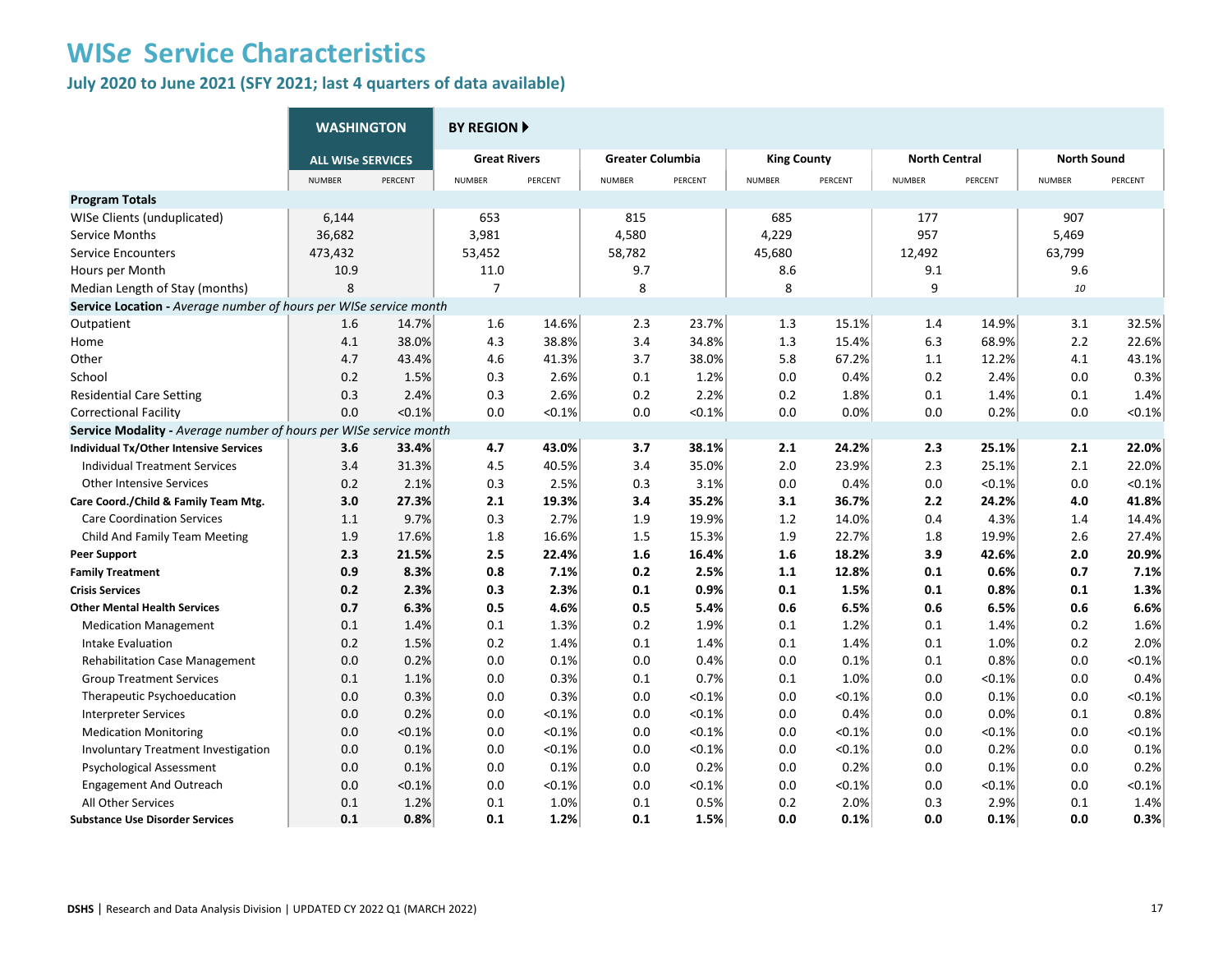# WISe Service Characteristics

## July 2020 to June 2021 (SFY 2021; last 4 quarters of data available)

| | WASHINGTON | | BY REGION ▶ | | | | | | | | | |
|---|---|---|---|---|---|---|---|---|---|---|---|---|
| | ALL WISe SERVICES | | Great Rivers | | Greater Columbia | | King County | | North Central | | North Sound | |
| | NUMBER | PERCENT | NUMBER | PERCENT | NUMBER | PERCENT | NUMBER | PERCENT | NUMBER | PERCENT | NUMBER | PERCENT |
| **Program Totals** | | | | | | | | | | | | |
| WISe Clients (unduplicated) | 6,144 | | 653 | | 815 | | 685 | | 177 | | 907 | |
| Service Months | 36,682 | | 3,981 | | 4,580 | | 4,229 | | 957 | | 5,469 | |
| Service Encounters | 473,432 | | 53,452 | | 58,782 | | 45,680 | | 12,492 | | 63,799 | |
| Hours per Month | 10.9 | | 11.0 | | 9.7 | | 8.6 | | 9.1 | | 9.6 | |
| Median Length of Stay (months) | 8 | | 7 | | 8 | | 8 | | 9 | | *10* | |
| **Service Location -** *Average number of hours per WISe service month* | | | | | | | | | | | | |
| Outpatient | 1.6 | 14.7% | 1.6 | 14.6% | 2.3 | 23.7% | 1.3 | 15.1% | 1.4 | 14.9% | 3.1 | 32.5% |
| Home | 4.1 | 38.0% | 4.3 | 38.8% | 3.4 | 34.8% | 1.3 | 15.4% | 6.3 | 68.9% | 2.2 | 22.6% |
| Other | 4.7 | 43.4% | 4.6 | 41.3% | 3.7 | 38.0% | 5.8 | 67.2% | 1.1 | 12.2% | 4.1 | 43.1% |
| School | 0.2 | 1.5% | 0.3 | 2.6% | 0.1 | 1.2% | 0.0 | 0.4% | 0.2 | 2.4% | 0.0 | 0.3% |
| Residential Care Setting | 0.3 | 2.4% | 0.3 | 2.6% | 0.2 | 2.2% | 0.2 | 1.8% | 0.1 | 1.4% | 0.1 | 1.4% |
| Correctional Facility | 0.0 | <0.1% | 0.0 | <0.1% | 0.0 | <0.1% | 0.0 | 0.0% | 0.0 | 0.2% | 0.0 | <0.1% |
| **Service Modality -** *Average number of hours per WISe service month* | | | | | | | | | | | | |
| **Individual Tx/Other Intensive Services** | **3.6** | **33.4%** | **4.7** | **43.0%** | **3.7** | **38.1%** | **2.1** | **24.2%** | **2.3** | **25.1%** | **2.1** | **22.0%** |
| Individual Treatment Services | 3.4 | 31.3% | 4.5 | 40.5% | 3.4 | 35.0% | 2.0 | 23.9% | 2.3 | 25.1% | 2.1 | 22.0% |
| Other Intensive Services | 0.2 | 2.1% | 0.3 | 2.5% | 0.3 | 3.1% | 0.0 | 0.4% | 0.0 | <0.1% | 0.0 | <0.1% |
| **Care Coord./Child & Family Team Mtg.** | **3.0** | **27.3%** | **2.1** | **19.3%** | **3.4** | **35.2%** | **3.1** | **36.7%** | **2.2** | **24.2%** | **4.0** | **41.8%** |
| Care Coordination Services | 1.1 | 9.7% | 0.3 | 2.7% | 1.9 | 19.9% | 1.2 | 14.0% | 0.4 | 4.3% | 1.4 | 14.4% |
| Child And Family Team Meeting | 1.9 | 17.6% | 1.8 | 16.6% | 1.5 | 15.3% | 1.9 | 22.7% | 1.8 | 19.9% | 2.6 | 27.4% |
| **Peer Support** | **2.3** | **21.5%** | **2.5** | **22.4%** | **1.6** | **16.4%** | **1.6** | **18.2%** | **3.9** | **42.6%** | **2.0** | **20.9%** |
| **Family Treatment** | **0.9** | **8.3%** | **0.8** | **7.1%** | **0.2** | **2.5%** | **1.1** | **12.8%** | **0.1** | **0.6%** | **0.7** | **7.1%** |
| **Crisis Services** | **0.2** | **2.3%** | **0.3** | **2.3%** | **0.1** | **0.9%** | **0.1** | **1.5%** | **0.1** | **0.8%** | **0.1** | **1.3%** |
| **Other Mental Health Services** | **0.7** | **6.3%** | **0.5** | **4.6%** | **0.5** | **5.4%** | **0.6** | **6.5%** | **0.6** | **6.5%** | **0.6** | **6.6%** |
| Medication Management | 0.1 | 1.4% | 0.1 | 1.3% | 0.2 | 1.9% | 0.1 | 1.2% | 0.1 | 1.4% | 0.2 | 1.6% |
| Intake Evaluation | 0.2 | 1.5% | 0.2 | 1.4% | 0.1 | 1.4% | 0.1 | 1.4% | 0.1 | 1.0% | 0.2 | 2.0% |
| Rehabilitation Case Management | 0.0 | 0.2% | 0.0 | 0.1% | 0.0 | 0.4% | 0.0 | 0.1% | 0.1 | 0.8% | 0.0 | <0.1% |
| Group Treatment Services | 0.1 | 1.1% | 0.0 | 0.3% | 0.1 | 0.7% | 0.1 | 1.0% | 0.0 | <0.1% | 0.0 | 0.4% |
| Therapeutic Psychoeducation | 0.0 | 0.3% | 0.0 | 0.3% | 0.0 | <0.1% | 0.0 | <0.1% | 0.0 | 0.1% | 0.0 | <0.1% |
| Interpreter Services | 0.0 | 0.2% | 0.0 | <0.1% | 0.0 | <0.1% | 0.0 | 0.4% | 0.0 | 0.0% | 0.1 | 0.8% |
| Medication Monitoring | 0.0 | <0.1% | 0.0 | <0.1% | 0.0 | <0.1% | 0.0 | <0.1% | 0.0 | <0.1% | 0.0 | <0.1% |
| Involuntary Treatment Investigation | 0.0 | 0.1% | 0.0 | <0.1% | 0.0 | <0.1% | 0.0 | <0.1% | 0.0 | 0.2% | 0.0 | 0.1% |
| Psychological Assessment | 0.0 | 0.1% | 0.0 | 0.1% | 0.0 | 0.2% | 0.0 | 0.2% | 0.0 | 0.1% | 0.0 | 0.2% |
| Engagement And Outreach | 0.0 | <0.1% | 0.0 | <0.1% | 0.0 | <0.1% | 0.0 | <0.1% | 0.0 | <0.1% | 0.0 | <0.1% |
| All Other Services | 0.1 | 1.2% | 0.1 | 1.0% | 0.1 | 0.5% | 0.2 | 2.0% | 0.3 | 2.9% | 0.1 | 1.4% |
| **Substance Use Disorder Services** | **0.1** | **0.8%** | **0.1** | **1.2%** | **0.1** | **1.5%** | **0.0** | **0.1%** | **0.0** | **0.1%** | **0.0** | **0.3%** |

**DSHS** | Research and Data Analysis Division | UPDATED CY 2022 Q1 (MARCH 2022)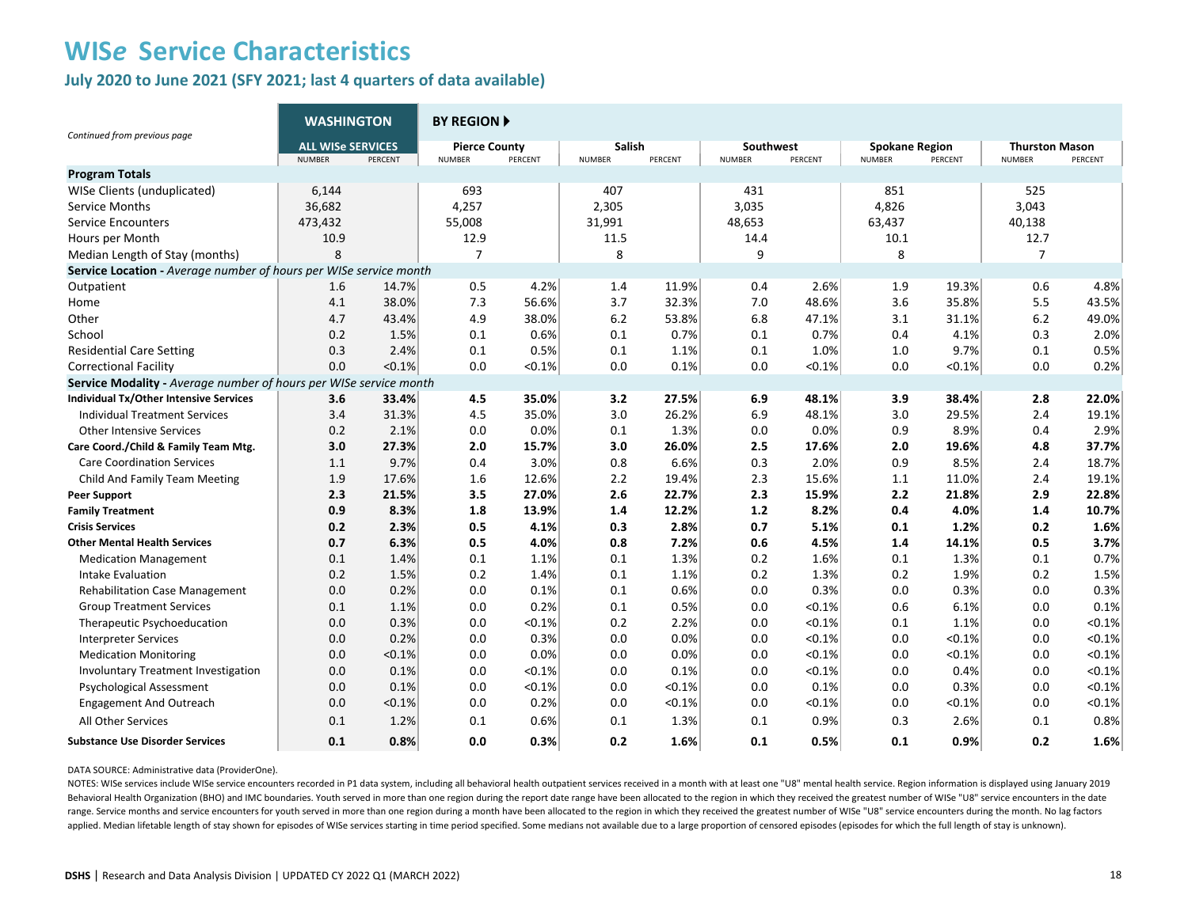# WISe Service Characteristics

## July 2020 to June 2021 (SFY 2021; last 4 quarters of data available)

*Continued from previous page*

| | WASHINGTON | | BY REGION ▶ | | | | | | | | | |
|---|---|---|---|---|---|---|---|---|---|---|---|---|
| | ALL WISe SERVICES | | Pierce County | | Salish | | Southwest | | Spokane Region | | Thurston Mason | |
| | NUMBER | PERCENT | NUMBER | PERCENT | NUMBER | PERCENT | NUMBER | PERCENT | NUMBER | PERCENT | NUMBER | PERCENT |
| **Program Totals** | | | | | | | | | | | | |
| WISe Clients (unduplicated) | 6,144 | | 693 | | 407 | | 431 | | 851 | | 525 | |
| Service Months | 36,682 | | 4,257 | | 2,305 | | 3,035 | | 4,826 | | 3,043 | |
| Service Encounters | 473,432 | | 55,008 | | 31,991 | | 48,653 | | 63,437 | | 40,138 | |
| Hours per Month | 10.9 | | 12.9 | | 11.5 | | 14.4 | | 10.1 | | 12.7 | |
| Median Length of Stay (months) | 8 | | 7 | | 8 | | 9 | | 8 | | 7 | |
| **Service Location** - *Average number of hours per WISe service month* | | | | | | | | | | | | |
| Outpatient | 1.6 | 14.7% | 0.5 | 4.2% | 1.4 | 11.9% | 0.4 | 2.6% | 1.9 | 19.3% | 0.6 | 4.8% |
| Home | 4.1 | 38.0% | 7.3 | 56.6% | 3.7 | 32.3% | 7.0 | 48.6% | 3.6 | 35.8% | 5.5 | 43.5% |
| Other | 4.7 | 43.4% | 4.9 | 38.0% | 6.2 | 53.8% | 6.8 | 47.1% | 3.1 | 31.1% | 6.2 | 49.0% |
| School | 0.2 | 1.5% | 0.1 | 0.6% | 0.1 | 0.7% | 0.1 | 0.7% | 0.4 | 4.1% | 0.3 | 2.0% |
| Residential Care Setting | 0.3 | 2.4% | 0.1 | 0.5% | 0.1 | 1.1% | 0.1 | 1.0% | 1.0 | 9.7% | 0.1 | 0.5% |
| Correctional Facility | 0.0 | <0.1% | 0.0 | <0.1% | 0.0 | 0.1% | 0.0 | <0.1% | 0.0 | <0.1% | 0.0 | 0.2% |
| **Service Modality** - *Average number of hours per WISe service month* | | | | | | | | | | | | |
| **Individual Tx/Other Intensive Services** | **3.6** | **33.4%** | **4.5** | **35.0%** | **3.2** | **27.5%** | **6.9** | **48.1%** | **3.9** | **38.4%** | **2.8** | **22.0%** |
| Individual Treatment Services | 3.4 | 31.3% | 4.5 | 35.0% | 3.0 | 26.2% | 6.9 | 48.1% | 3.0 | 29.5% | 2.4 | 19.1% |
| Other Intensive Services | 0.2 | 2.1% | 0.0 | 0.0% | 0.1 | 1.3% | 0.0 | 0.0% | 0.9 | 8.9% | 0.4 | 2.9% |
| **Care Coord./Child & Family Team Mtg.** | **3.0** | **27.3%** | **2.0** | **15.7%** | **3.0** | **26.0%** | **2.5** | **17.6%** | **2.0** | **19.6%** | **4.8** | **37.7%** |
| Care Coordination Services | 1.1 | 9.7% | 0.4 | 3.0% | 0.8 | 6.6% | 0.3 | 2.0% | 0.9 | 8.5% | 2.4 | 18.7% |
| Child And Family Team Meeting | 1.9 | 17.6% | 1.6 | 12.6% | 2.2 | 19.4% | 2.3 | 15.6% | 1.1 | 11.0% | 2.4 | 19.1% |
| **Peer Support** | **2.3** | **21.5%** | **3.5** | **27.0%** | **2.6** | **22.7%** | **2.3** | **15.9%** | **2.2** | **21.8%** | **2.9** | **22.8%** |
| **Family Treatment** | **0.9** | **8.3%** | **1.8** | **13.9%** | **1.4** | **12.2%** | **1.2** | **8.2%** | **0.4** | **4.0%** | **1.4** | **10.7%** |
| **Crisis Services** | **0.2** | **2.3%** | **0.5** | **4.1%** | **0.3** | **2.8%** | **0.7** | **5.1%** | **0.1** | **1.2%** | **0.2** | **1.6%** |
| **Other Mental Health Services** | **0.7** | **6.3%** | **0.5** | **4.0%** | **0.8** | **7.2%** | **0.6** | **4.5%** | **1.4** | **14.1%** | **0.5** | **3.7%** |
| Medication Management | 0.1 | 1.4% | 0.1 | 1.1% | 0.1 | 1.3% | 0.2 | 1.6% | 0.1 | 1.3% | 0.1 | 0.7% |
| Intake Evaluation | 0.2 | 1.5% | 0.2 | 1.4% | 0.1 | 1.1% | 0.2 | 1.3% | 0.2 | 1.9% | 0.2 | 1.5% |
| Rehabilitation Case Management | 0.0 | 0.2% | 0.0 | 0.1% | 0.1 | 0.6% | 0.0 | 0.3% | 0.0 | 0.3% | 0.0 | 0.3% |
| Group Treatment Services | 0.1 | 1.1% | 0.0 | 0.2% | 0.1 | 0.5% | 0.0 | <0.1% | 0.6 | 6.1% | 0.0 | 0.1% |
| Therapeutic Psychoeducation | 0.0 | 0.3% | 0.0 | <0.1% | 0.2 | 2.2% | 0.0 | <0.1% | 0.1 | 1.1% | 0.0 | <0.1% |
| Interpreter Services | 0.0 | 0.2% | 0.0 | 0.3% | 0.0 | 0.0% | 0.0 | <0.1% | 0.0 | <0.1% | 0.0 | <0.1% |
| Medication Monitoring | 0.0 | <0.1% | 0.0 | 0.0% | 0.0 | 0.0% | 0.0 | <0.1% | 0.0 | <0.1% | 0.0 | <0.1% |
| Involuntary Treatment Investigation | 0.0 | 0.1% | 0.0 | <0.1% | 0.0 | 0.1% | 0.0 | <0.1% | 0.0 | 0.4% | 0.0 | <0.1% |
| Psychological Assessment | 0.0 | 0.1% | 0.0 | <0.1% | 0.0 | <0.1% | 0.0 | 0.1% | 0.0 | 0.3% | 0.0 | <0.1% |
| Engagement And Outreach | 0.0 | <0.1% | 0.0 | 0.2% | 0.0 | <0.1% | 0.0 | <0.1% | 0.0 | <0.1% | 0.0 | <0.1% |
| All Other Services | 0.1 | 1.2% | 0.1 | 0.6% | 0.1 | 1.3% | 0.1 | 0.9% | 0.3 | 2.6% | 0.1 | 0.8% |
| **Substance Use Disorder Services** | **0.1** | **0.8%** | **0.0** | **0.3%** | **0.2** | **1.6%** | **0.1** | **0.5%** | **0.1** | **0.9%** | **0.2** | **1.6%** |

DATA SOURCE: Administrative data (ProviderOne).

NOTES: WISe services include WISe service encounters recorded in P1 data system, including all behavioral health outpatient services received in a month with at least one "U8" mental health service. Region information is displayed using January 2019 Behavioral Health Organization (BHO) and IMC boundaries. Youth served in more than one region during the report date range have been allocated to the region in which they received the greatest number of WISe "U8" service encounters in the date range. Service months and service encounters for youth served in more than one region during a month have been allocated to the region in which they received the greatest number of WISe "U8" service encounters during the month. No lag factors applied. Median lifetable length of stay shown for episodes of WISe services starting in time period specified. Some medians not available due to a large proportion of censored episodes (episodes for which the full length of stay is unknown).

**DSHS** | Research and Data Analysis Division | UPDATED CY 2022 Q1 (MARCH 2022)